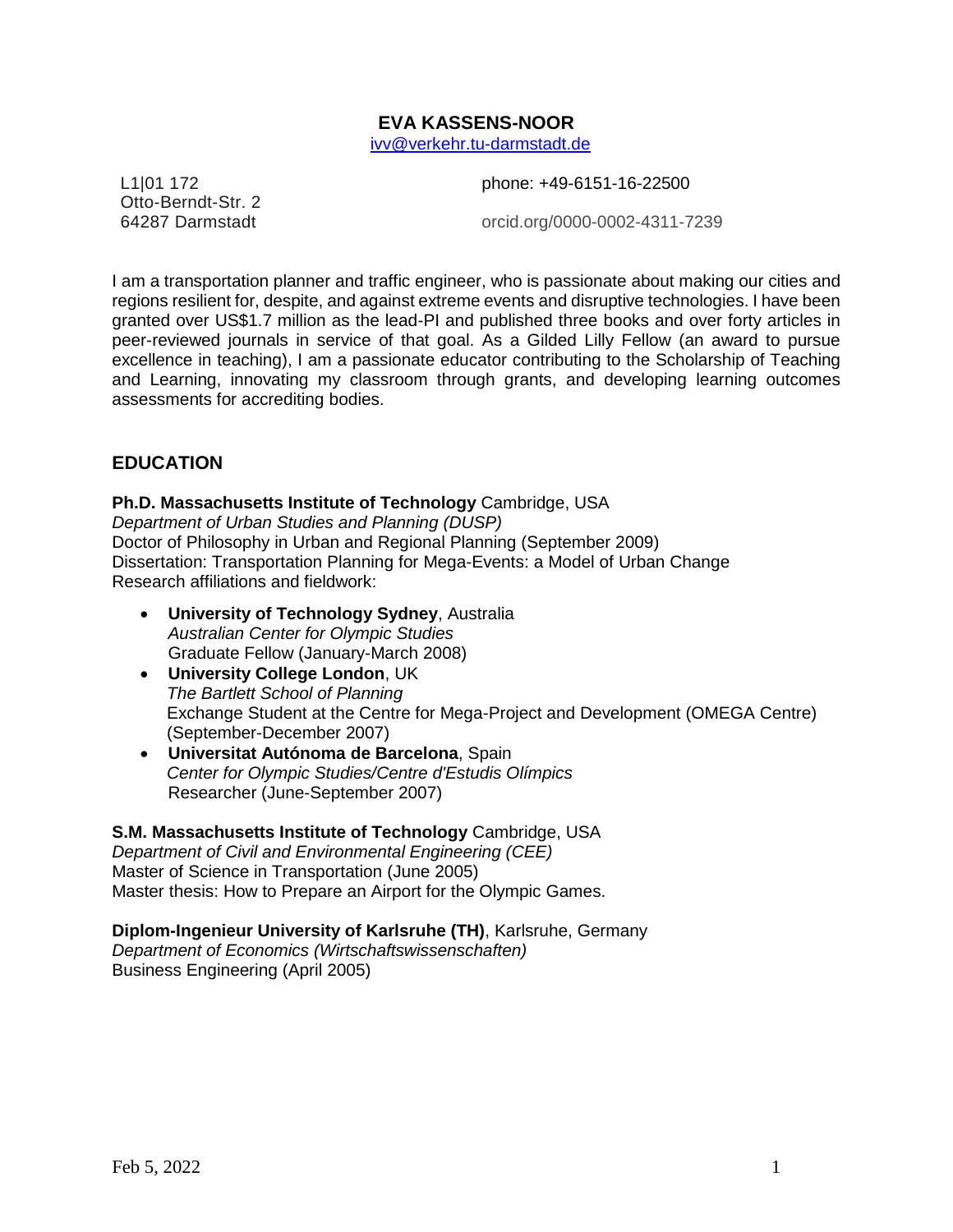# EVA KASSENS-NOOR

ivv@verkehr.tu-darmstadt.de

L1|01 172
Otto-Berndt-Str. 2
64287 Darmstadt

phone: +49-6151-16-22500

orcid.org/0000-0002-4311-7239

I am a transportation planner and traffic engineer, who is passionate about making our cities and regions resilient for, despite, and against extreme events and disruptive technologies. I have been granted over US$1.7 million as the lead-PI and published three books and over forty articles in peer-reviewed journals in service of that goal. As a Gilded Lilly Fellow (an award to pursue excellence in teaching), I am a passionate educator contributing to the Scholarship of Teaching and Learning, innovating my classroom through grants, and developing learning outcomes assessments for accrediting bodies.

## EDUCATION

**Ph.D. Massachusetts Institute of Technology** Cambridge, USA
*Department of Urban Studies and Planning (DUSP)*
Doctor of Philosophy in Urban and Regional Planning (September 2009)
Dissertation: Transportation Planning for Mega-Events: a Model of Urban Change
Research affiliations and fieldwork:

- **University of Technology Sydney**, Australia
  *Australian Center for Olympic Studies*
  Graduate Fellow (January-March 2008)
- **University College London**, UK
  *The Bartlett School of Planning*
  Exchange Student at the Centre for Mega-Project and Development (OMEGA Centre) (September-December 2007)
- **Universitat Autónoma de Barcelona**, Spain
  *Center for Olympic Studies/Centre d'Estudis Olímpics*
  Researcher (June-September 2007)

**S.M. Massachusetts Institute of Technology** Cambridge, USA
*Department of Civil and Environmental Engineering (CEE)*
Master of Science in Transportation (June 2005)
Master thesis: How to Prepare an Airport for the Olympic Games.

**Diplom-Ingenieur University of Karlsruhe (TH)**, Karlsruhe, Germany
*Department of Economics (Wirtschaftswissenschaften)*
Business Engineering (April 2005)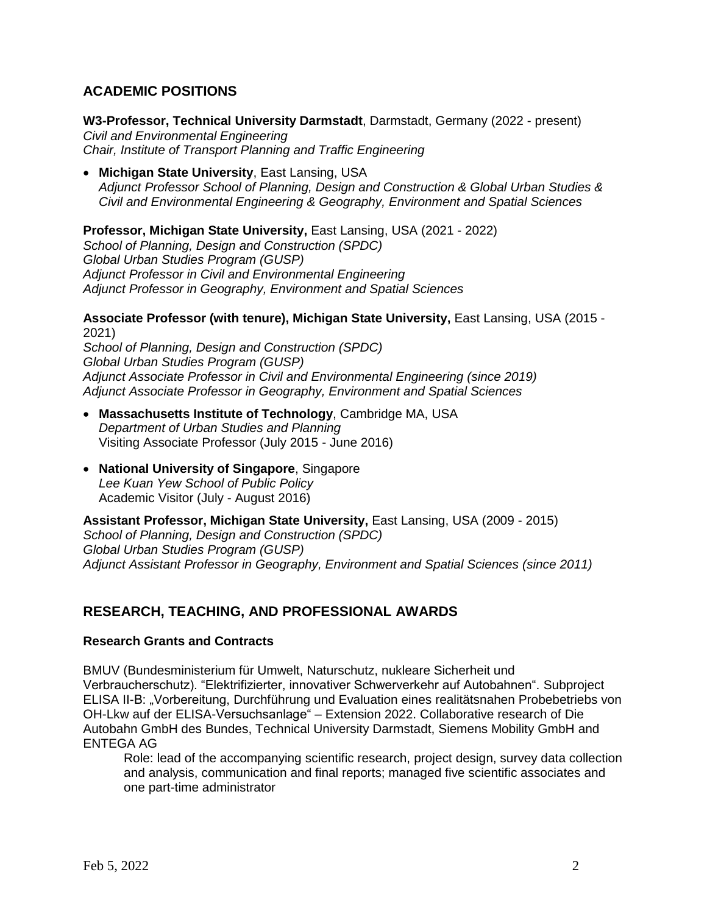## ACADEMIC POSITIONS

**W3-Professor, Technical University Darmstadt**, Darmstadt, Germany (2022 - present)
*Civil and Environmental Engineering*
*Chair, Institute of Transport Planning and Traffic Engineering*

- **Michigan State University**, East Lansing, USA
  *Adjunct Professor School of Planning, Design and Construction & Global Urban Studies & Civil and Environmental Engineering & Geography, Environment and Spatial Sciences*

**Professor, Michigan State University,** East Lansing, USA (2021 - 2022)
*School of Planning, Design and Construction (SPDC)*
*Global Urban Studies Program (GUSP)*
*Adjunct Professor in Civil and Environmental Engineering*
*Adjunct Professor in Geography, Environment and Spatial Sciences*

**Associate Professor (with tenure), Michigan State University,** East Lansing, USA (2015 - 2021)
*School of Planning, Design and Construction (SPDC)*
*Global Urban Studies Program (GUSP)*
*Adjunct Associate Professor in Civil and Environmental Engineering (since 2019)*
*Adjunct Associate Professor in Geography, Environment and Spatial Sciences*

- **Massachusetts Institute of Technology**, Cambridge MA, USA
  *Department of Urban Studies and Planning*
  Visiting Associate Professor (July 2015 - June 2016)

- **National University of Singapore**, Singapore
  *Lee Kuan Yew School of Public Policy*
  Academic Visitor (July - August 2016)

**Assistant Professor, Michigan State University,** East Lansing, USA (2009 - 2015)
*School of Planning, Design and Construction (SPDC)*
*Global Urban Studies Program (GUSP)*
*Adjunct Assistant Professor in Geography, Environment and Spatial Sciences (since 2011)*

## RESEARCH, TEACHING, AND PROFESSIONAL AWARDS

### Research Grants and Contracts

BMUV (Bundesministerium für Umwelt, Naturschutz, nukleare Sicherheit und Verbraucherschutz). "Elektrifizierter, innovativer Schwerverkehr auf Autobahnen". Subproject ELISA II-B: „Vorbereitung, Durchführung und Evaluation eines realitätsnahen Probebetriebs von OH-Lkw auf der ELISA-Versuchsanlage" – Extension 2022. Collaborative research of Die Autobahn GmbH des Bundes, Technical University Darmstadt, Siemens Mobility GmbH and ENTEGA AG

Role: lead of the accompanying scientific research, project design, survey data collection and analysis, communication and final reports; managed five scientific associates and one part-time administrator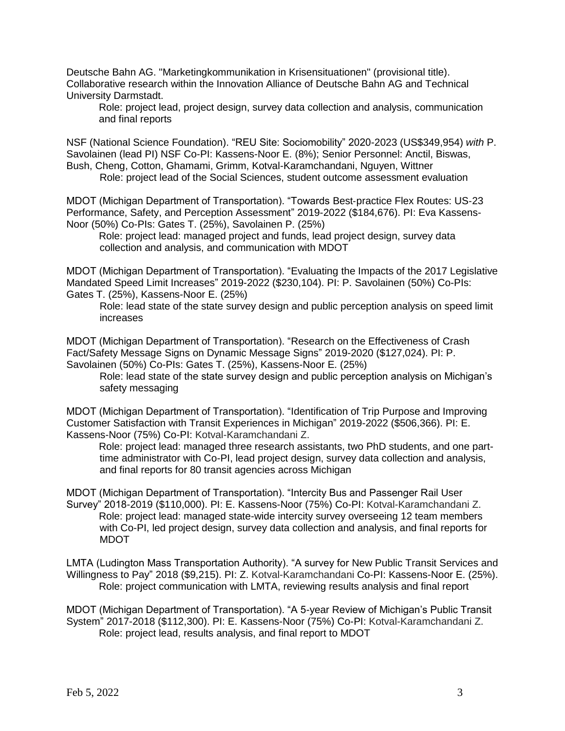Deutsche Bahn AG. "Marketingkommunikation in Krisensituationen" (provisional title). Collaborative research within the Innovation Alliance of Deutsche Bahn AG and Technical University Darmstadt.

Role: project lead, project design, survey data collection and analysis, communication and final reports

NSF (National Science Foundation). "REU Site: Sociomobility" 2020-2023 (US$349,954) *with* P. Savolainen (lead PI) NSF Co-PI: Kassens-Noor E. (8%); Senior Personnel: Anctil, Biswas, Bush, Cheng, Cotton, Ghamami, Grimm, Kotval-Karamchandani, Nguyen, Wittner

Role: project lead of the Social Sciences, student outcome assessment evaluation

MDOT (Michigan Department of Transportation). "Towards Best-practice Flex Routes: US-23 Performance, Safety, and Perception Assessment" 2019-2022 ($184,676). PI: Eva Kassens-Noor (50%) Co-PIs: Gates T. (25%), Savolainen P. (25%)

Role: project lead: managed project and funds, lead project design, survey data collection and analysis, and communication with MDOT

MDOT (Michigan Department of Transportation). "Evaluating the Impacts of the 2017 Legislative Mandated Speed Limit Increases" 2019-2022 ($230,104). PI: P. Savolainen (50%) Co-PIs: Gates T. (25%), Kassens-Noor E. (25%)

Role: lead state of the state survey design and public perception analysis on speed limit increases

MDOT (Michigan Department of Transportation). "Research on the Effectiveness of Crash Fact/Safety Message Signs on Dynamic Message Signs" 2019-2020 ($127,024). PI: P. Savolainen (50%) Co-PIs: Gates T. (25%), Kassens-Noor E. (25%)

Role: lead state of the state survey design and public perception analysis on Michigan's safety messaging

MDOT (Michigan Department of Transportation). "Identification of Trip Purpose and Improving Customer Satisfaction with Transit Experiences in Michigan" 2019-2022 ($506,366). PI: E. Kassens-Noor (75%) Co-PI: Kotval-Karamchandani Z.

Role: project lead: managed three research assistants, two PhD students, and one part-time administrator with Co-PI, lead project design, survey data collection and analysis, and final reports for 80 transit agencies across Michigan

MDOT (Michigan Department of Transportation). "Intercity Bus and Passenger Rail User Survey" 2018-2019 ($110,000). PI: E. Kassens-Noor (75%) Co-PI: Kotval-Karamchandani Z.

Role: project lead: managed state-wide intercity survey overseeing 12 team members with Co-PI, led project design, survey data collection and analysis, and final reports for MDOT

LMTA (Ludington Mass Transportation Authority). "A survey for New Public Transit Services and Willingness to Pay" 2018 ($9,215). PI: Z. Kotval-Karamchandani Co-PI: Kassens-Noor E. (25%).

Role: project communication with LMTA, reviewing results analysis and final report

MDOT (Michigan Department of Transportation). "A 5-year Review of Michigan's Public Transit System" 2017-2018 ($112,300). PI: E. Kassens-Noor (75%) Co-PI: Kotval-Karamchandani Z.

Role: project lead, results analysis, and final report to MDOT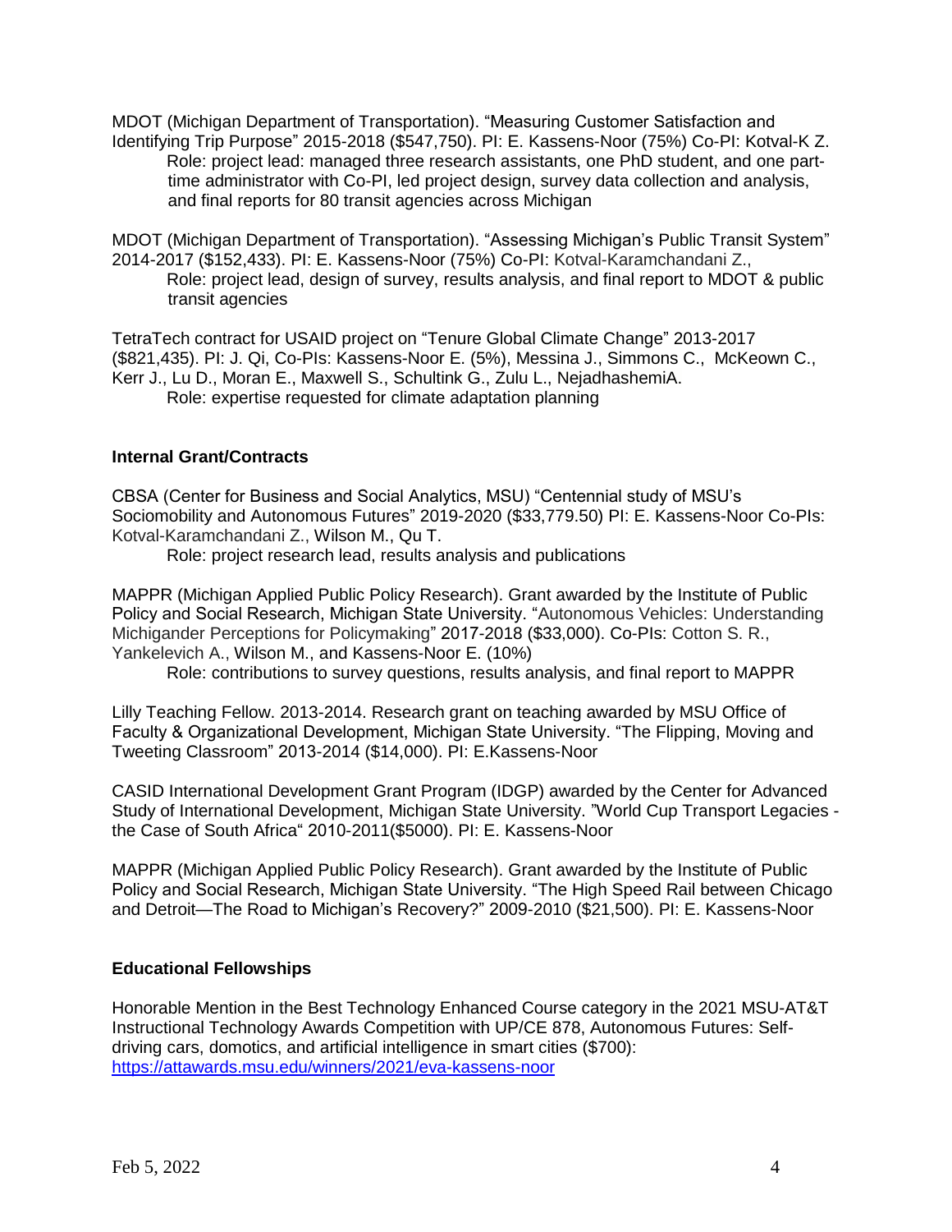MDOT (Michigan Department of Transportation). "Measuring Customer Satisfaction and Identifying Trip Purpose" 2015-2018 ($547,750). PI: E. Kassens-Noor (75%) Co-PI: Kotval-K Z.

Role: project lead: managed three research assistants, one PhD student, and one part-time administrator with Co-PI, led project design, survey data collection and analysis, and final reports for 80 transit agencies across Michigan

MDOT (Michigan Department of Transportation). "Assessing Michigan's Public Transit System" 2014-2017 ($152,433). PI: E. Kassens-Noor (75%) Co-PI: Kotval-Karamchandani Z.,

Role: project lead, design of survey, results analysis, and final report to MDOT & public transit agencies

TetraTech contract for USAID project on "Tenure Global Climate Change" 2013-2017 ($821,435). PI: J. Qi, Co-PIs: Kassens-Noor E. (5%), Messina J., Simmons C., McKeown C., Kerr J., Lu D., Moran E., Maxwell S., Schultink G., Zulu L., NejadhashemiA.

Role: expertise requested for climate adaptation planning

### Internal Grant/Contracts

CBSA (Center for Business and Social Analytics, MSU) "Centennial study of MSU's Sociomobility and Autonomous Futures" 2019-2020 ($33,779.50) PI: E. Kassens-Noor Co-PIs: Kotval-Karamchandani Z., Wilson M., Qu T.

Role: project research lead, results analysis and publications

MAPPR (Michigan Applied Public Policy Research). Grant awarded by the Institute of Public Policy and Social Research, Michigan State University. "Autonomous Vehicles: Understanding Michigander Perceptions for Policymaking" 2017-2018 ($33,000). Co-PIs: Cotton S. R., Yankelevich A., Wilson M., and Kassens-Noor E. (10%)

Role: contributions to survey questions, results analysis, and final report to MAPPR

Lilly Teaching Fellow. 2013-2014. Research grant on teaching awarded by MSU Office of Faculty & Organizational Development, Michigan State University. "The Flipping, Moving and Tweeting Classroom" 2013-2014 ($14,000). PI: E.Kassens-Noor

CASID International Development Grant Program (IDGP) awarded by the Center for Advanced Study of International Development, Michigan State University. "World Cup Transport Legacies - the Case of South Africa" 2010-2011($5000). PI: E. Kassens-Noor

MAPPR (Michigan Applied Public Policy Research). Grant awarded by the Institute of Public Policy and Social Research, Michigan State University. "The High Speed Rail between Chicago and Detroit—The Road to Michigan's Recovery?" 2009-2010 ($21,500). PI: E. Kassens-Noor

### Educational Fellowships

Honorable Mention in the Best Technology Enhanced Course category in the 2021 MSU-AT&T Instructional Technology Awards Competition with UP/CE 878, Autonomous Futures: Self-driving cars, domotics, and artificial intelligence in smart cities ($700): https://attawards.msu.edu/winners/2021/eva-kassens-noor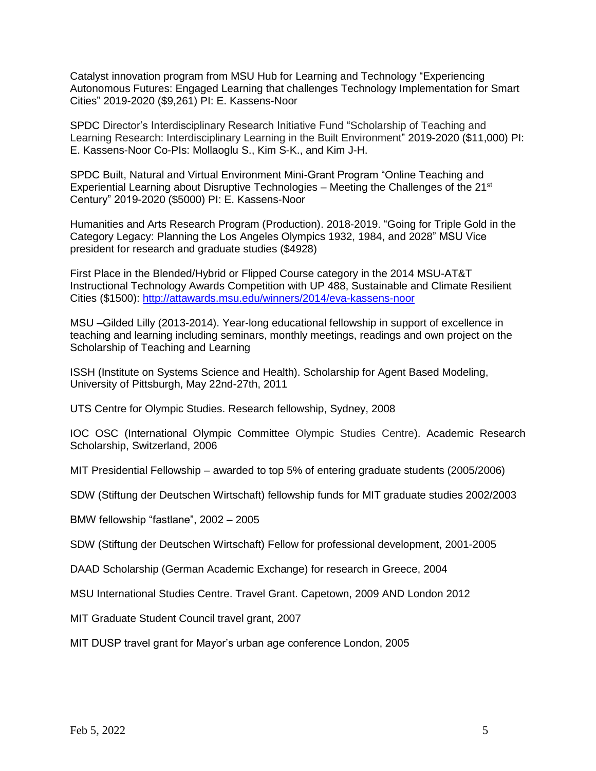Catalyst innovation program from MSU Hub for Learning and Technology "Experiencing Autonomous Futures: Engaged Learning that challenges Technology Implementation for Smart Cities" 2019-2020 ($9,261) PI: E. Kassens-Noor

SPDC Director's Interdisciplinary Research Initiative Fund "Scholarship of Teaching and Learning Research: Interdisciplinary Learning in the Built Environment" 2019-2020 ($11,000) PI: E. Kassens-Noor Co-PIs: Mollaoglu S., Kim S-K., and Kim J-H.

SPDC Built, Natural and Virtual Environment Mini-Grant Program "Online Teaching and Experiential Learning about Disruptive Technologies – Meeting the Challenges of the 21st Century" 2019-2020 ($5000) PI: E. Kassens-Noor

Humanities and Arts Research Program (Production). 2018-2019. "Going for Triple Gold in the Category Legacy: Planning the Los Angeles Olympics 1932, 1984, and 2028" MSU Vice president for research and graduate studies ($4928)

First Place in the Blended/Hybrid or Flipped Course category in the 2014 MSU-AT&T Instructional Technology Awards Competition with UP 488, Sustainable and Climate Resilient Cities ($1500): http://attawards.msu.edu/winners/2014/eva-kassens-noor

MSU –Gilded Lilly (2013-2014). Year-long educational fellowship in support of excellence in teaching and learning including seminars, monthly meetings, readings and own project on the Scholarship of Teaching and Learning

ISSH (Institute on Systems Science and Health). Scholarship for Agent Based Modeling, University of Pittsburgh, May 22nd-27th, 2011

UTS Centre for Olympic Studies. Research fellowship, Sydney, 2008

IOC OSC (International Olympic Committee Olympic Studies Centre). Academic Research Scholarship, Switzerland, 2006

MIT Presidential Fellowship – awarded to top 5% of entering graduate students (2005/2006)

SDW (Stiftung der Deutschen Wirtschaft) fellowship funds for MIT graduate studies 2002/2003

BMW fellowship "fastlane", 2002 – 2005

SDW (Stiftung der Deutschen Wirtschaft) Fellow for professional development, 2001-2005

DAAD Scholarship (German Academic Exchange) for research in Greece, 2004

MSU International Studies Centre. Travel Grant. Capetown, 2009 AND London 2012

MIT Graduate Student Council travel grant, 2007

MIT DUSP travel grant for Mayor's urban age conference London, 2005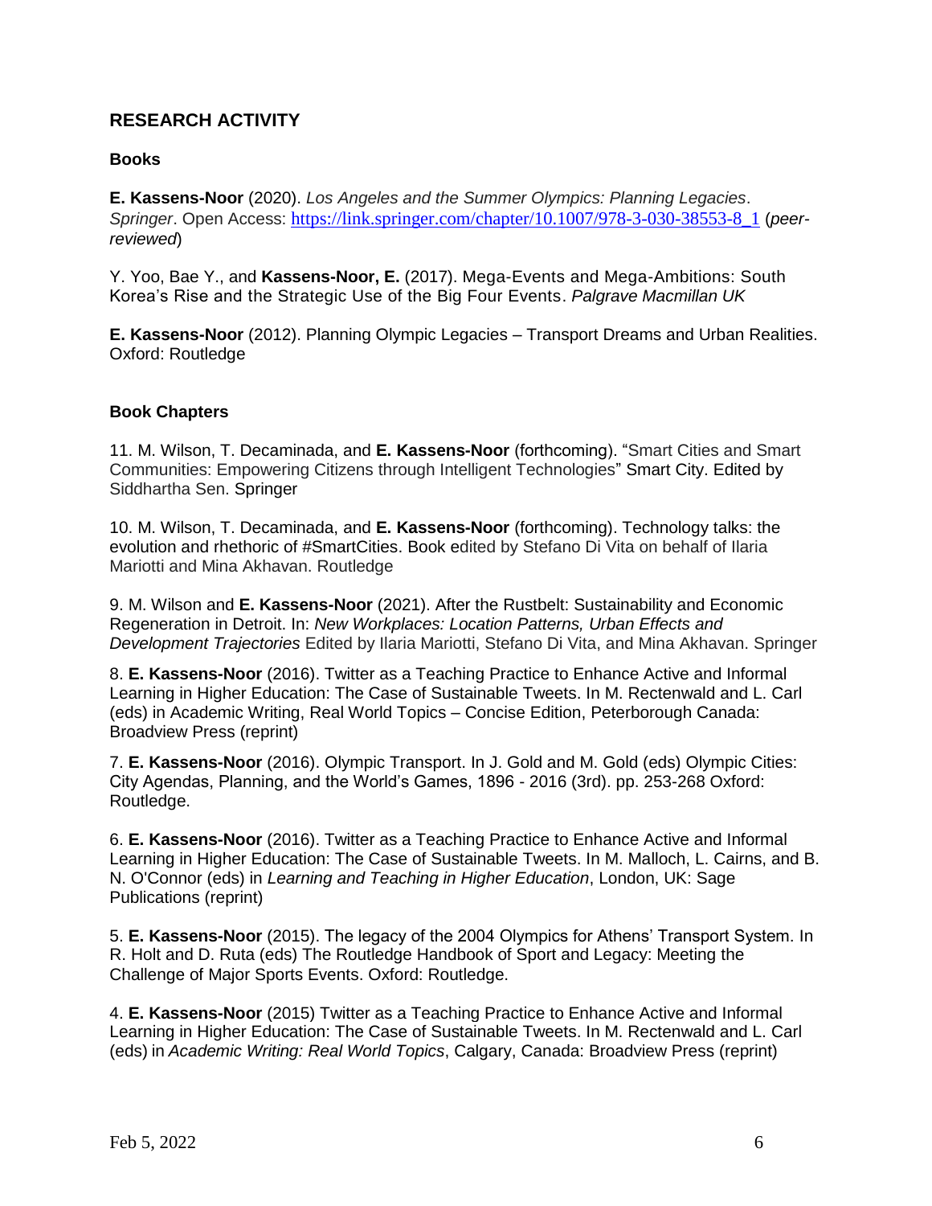## RESEARCH ACTIVITY

### Books

**E. Kassens-Noor** (2020). *Los Angeles and the Summer Olympics: Planning Legacies*. *Springer*. Open Access: https://link.springer.com/chapter/10.1007/978-3-030-38553-8_1 (*peer-reviewed*)

Y. Yoo, Bae Y., and **Kassens-Noor, E.** (2017). Mega-Events and Mega-Ambitions: South Korea's Rise and the Strategic Use of the Big Four Events. *Palgrave Macmillan UK*

**E. Kassens-Noor** (2012). Planning Olympic Legacies – Transport Dreams and Urban Realities. Oxford: Routledge

### Book Chapters

11. M. Wilson, T. Decaminada, and **E. Kassens-Noor** (forthcoming). "Smart Cities and Smart Communities: Empowering Citizens through Intelligent Technologies" Smart City. Edited by Siddhartha Sen. Springer

10. M. Wilson, T. Decaminada, and **E. Kassens-Noor** (forthcoming). Technology talks: the evolution and rhetoric of #SmartCities. Book edited by Stefano Di Vita on behalf of Ilaria Mariotti and Mina Akhavan. Routledge

9. M. Wilson and **E. Kassens-Noor** (2021). After the Rustbelt: Sustainability and Economic Regeneration in Detroit. In: *New Workplaces: Location Patterns, Urban Effects and Development Trajectories* Edited by Ilaria Mariotti, Stefano Di Vita, and Mina Akhavan. Springer

8. **E. Kassens-Noor** (2016). Twitter as a Teaching Practice to Enhance Active and Informal Learning in Higher Education: The Case of Sustainable Tweets. In M. Rectenwald and L. Carl (eds) in Academic Writing, Real World Topics – Concise Edition, Peterborough Canada: Broadview Press (reprint)

7. **E. Kassens-Noor** (2016). Olympic Transport. In J. Gold and M. Gold (eds) Olympic Cities: City Agendas, Planning, and the World's Games, 1896 - 2016 (3rd). pp. 253-268 Oxford: Routledge.

6. **E. Kassens-Noor** (2016). Twitter as a Teaching Practice to Enhance Active and Informal Learning in Higher Education: The Case of Sustainable Tweets. In M. Malloch, L. Cairns, and B. N. O'Connor (eds) in *Learning and Teaching in Higher Education*, London, UK: Sage Publications (reprint)

5. **E. Kassens-Noor** (2015). The legacy of the 2004 Olympics for Athens' Transport System. In R. Holt and D. Ruta (eds) The Routledge Handbook of Sport and Legacy: Meeting the Challenge of Major Sports Events. Oxford: Routledge.

4. **E. Kassens-Noor** (2015) Twitter as a Teaching Practice to Enhance Active and Informal Learning in Higher Education: The Case of Sustainable Tweets. In M. Rectenwald and L. Carl (eds) in *Academic Writing: Real World Topics*, Calgary, Canada: Broadview Press (reprint)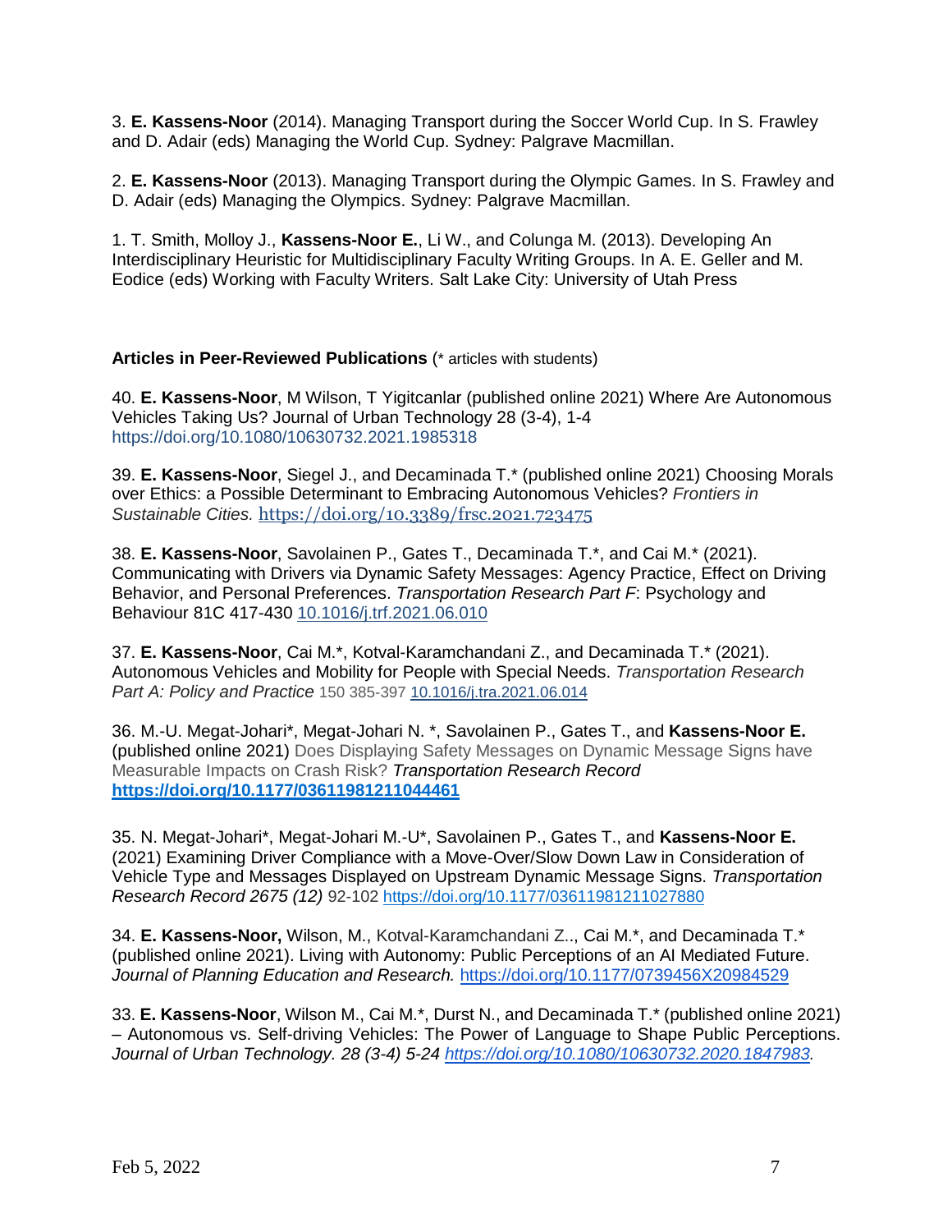3. **E. Kassens-Noor** (2014). Managing Transport during the Soccer World Cup. In S. Frawley and D. Adair (eds) Managing the World Cup. Sydney: Palgrave Macmillan.

2. **E. Kassens-Noor** (2013). Managing Transport during the Olympic Games. In S. Frawley and D. Adair (eds) Managing the Olympics. Sydney: Palgrave Macmillan.

1. T. Smith, Molloy J., **Kassens-Noor E.**, Li W., and Colunga M. (2013). Developing An Interdisciplinary Heuristic for Multidisciplinary Faculty Writing Groups. In A. E. Geller and M. Eodice (eds) Working with Faculty Writers. Salt Lake City: University of Utah Press

**Articles in Peer-Reviewed Publications** (* articles with students)

40. **E. Kassens-Noor**, M Wilson, T Yigitcanlar (published online 2021) Where Are Autonomous Vehicles Taking Us? Journal of Urban Technology 28 (3-4), 1-4 https://doi.org/10.1080/10630732.2021.1985318

39. **E. Kassens-Noor**, Siegel J., and Decaminada T.* (published online 2021) Choosing Morals over Ethics: a Possible Determinant to Embracing Autonomous Vehicles? *Frontiers in Sustainable Cities.* https://doi.org/10.3389/frsc.2021.723475

38. **E. Kassens-Noor**, Savolainen P., Gates T., Decaminada T.*, and Cai M.* (2021). Communicating with Drivers via Dynamic Safety Messages: Agency Practice, Effect on Driving Behavior, and Personal Preferences. *Transportation Research Part F*: Psychology and Behaviour 81C 417-430 10.1016/j.trf.2021.06.010

37. **E. Kassens-Noor**, Cai M.*, Kotval-Karamchandani Z., and Decaminada T.* (2021). Autonomous Vehicles and Mobility for People with Special Needs. *Transportation Research Part A: Policy and Practice* 150 385-397 10.1016/j.tra.2021.06.014

36. M.-U. Megat-Johari*, Megat-Johari N. *, Savolainen P., Gates T., and **Kassens-Noor E.** (published online 2021) Does Displaying Safety Messages on Dynamic Message Signs have Measurable Impacts on Crash Risk? *Transportation Research Record* **https://doi.org/10.1177/03611981211044461**

35. N. Megat-Johari*, Megat-Johari M.-U*, Savolainen P., Gates T., and **Kassens-Noor E.** (2021) Examining Driver Compliance with a Move-Over/Slow Down Law in Consideration of Vehicle Type and Messages Displayed on Upstream Dynamic Message Signs. *Transportation Research Record 2675 (12)* 92-102 https://doi.org/10.1177/03611981211027880

34. **E. Kassens-Noor,** Wilson, M., Kotval-Karamchandani Z.., Cai M.*, and Decaminada T.* (published online 2021). Living with Autonomy: Public Perceptions of an AI Mediated Future. *Journal of Planning Education and Research.* https://doi.org/10.1177/0739456X20984529

33. **E. Kassens-Noor**, Wilson M., Cai M.*, Durst N., and Decaminada T.* (published online 2021) – Autonomous vs. Self-driving Vehicles: The Power of Language to Shape Public Perceptions. *Journal of Urban Technology. 28 (3-4) 5-24 https://doi.org/10.1080/10630732.2020.1847983.*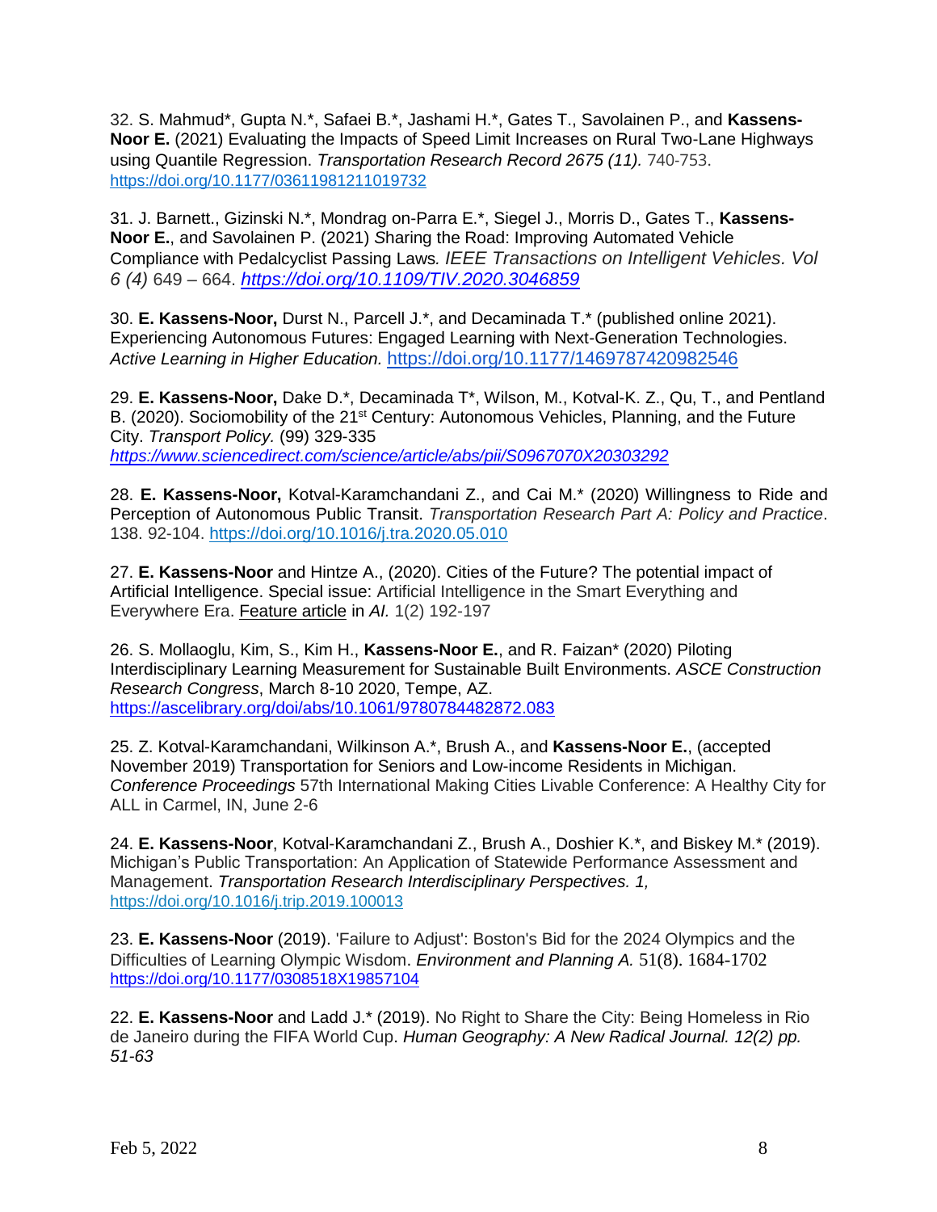32. S. Mahmud*, Gupta N.*, Safaei B.*, Jashami H.*, Gates T., Savolainen P., and **Kassens-Noor E.** (2021) Evaluating the Impacts of Speed Limit Increases on Rural Two-Lane Highways using Quantile Regression. *Transportation Research Record 2675 (11).* 740-753. https://doi.org/10.1177/03611981211019732

31. J. Barnett., Gizinski N.*, Mondrag on-Parra E.*, Siegel J., Morris D., Gates T., **Kassens-Noor E.**, and Savolainen P. (2021) *S*haring the Road: Improving Automated Vehicle Compliance with Pedalcyclist Passing Laws*. IEEE Transactions on Intelligent Vehicles. Vol 6 (4)* 649 – 664. *https://doi.org/10.1109/TIV.2020.3046859*

30. **E. Kassens-Noor,** Durst N., Parcell J.*, and Decaminada T.* (published online 2021). Experiencing Autonomous Futures: Engaged Learning with Next-Generation Technologies. *Active Learning in Higher Education.* https://doi.org/10.1177/1469787420982546

29. **E. Kassens-Noor,** Dake D.*, Decaminada T*, Wilson, M., Kotval-K. Z., Qu, T., and Pentland B. (2020). Sociomobility of the 21st Century: Autonomous Vehicles, Planning, and the Future City. *Transport Policy.* (99) 329-335 *https://www.sciencedirect.com/science/article/abs/pii/S0967070X20303292*

28. **E. Kassens-Noor,** Kotval-Karamchandani Z., and Cai M.* (2020) Willingness to Ride and Perception of Autonomous Public Transit. *Transportation Research Part A: Policy and Practice*. 138. 92-104. https://doi.org/10.1016/j.tra.2020.05.010

27. **E. Kassens-Noor** and Hintze A., (2020). Cities of the Future? The potential impact of Artificial Intelligence. Special issue: Artificial Intelligence in the Smart Everything and Everywhere Era. Feature article in *AI.* 1(2) 192-197

26. S. Mollaoglu, Kim, S., Kim H., **Kassens-Noor E.**, and R. Faizan* (2020) Piloting Interdisciplinary Learning Measurement for Sustainable Built Environments. *ASCE Construction Research Congress*, March 8-10 2020, Tempe, AZ. https://ascelibrary.org/doi/abs/10.1061/9780784482872.083

25. Z. Kotval-Karamchandani, Wilkinson A.*, Brush A., and **Kassens-Noor E.**, (accepted November 2019) Transportation for Seniors and Low-income Residents in Michigan. *Conference Proceedings* 57th International Making Cities Livable Conference: A Healthy City for ALL in Carmel, IN, June 2-6

24. **E. Kassens-Noor**, Kotval-Karamchandani Z., Brush A., Doshier K.*, and Biskey M.* (2019). Michigan's Public Transportation: An Application of Statewide Performance Assessment and Management. *Transportation Research Interdisciplinary Perspectives. 1,* https://doi.org/10.1016/j.trip.2019.100013

23. **E. Kassens-Noor** (2019). 'Failure to Adjust': Boston's Bid for the 2024 Olympics and the Difficulties of Learning Olympic Wisdom. *Environment and Planning A.* 51(8). 1684-1702 https://doi.org/10.1177/0308518X19857104

22. **E. Kassens-Noor** and Ladd J.* (2019). No Right to Share the City: Being Homeless in Rio de Janeiro during the FIFA World Cup. *Human Geography: A New Radical Journal. 12(2) pp. 51-63*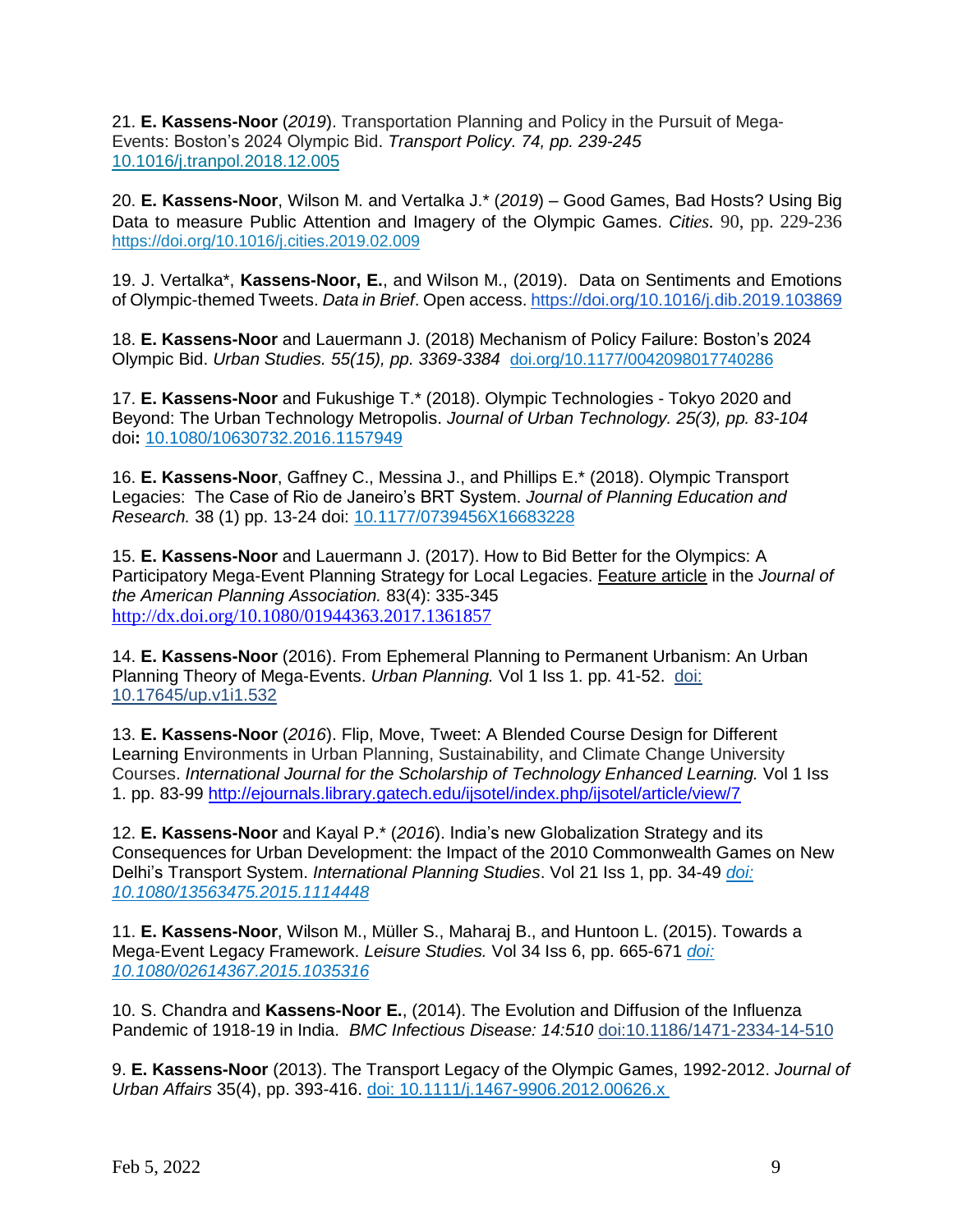21. **E. Kassens-Noor** (*2019*). Transportation Planning and Policy in the Pursuit of Mega-Events: Boston's 2024 Olympic Bid. *Transport Policy. 74, pp. 239-245* 10.1016/j.tranpol.2018.12.005

20. **E. Kassens-Noor**, Wilson M. and Vertalka J.* (*2019*) – Good Games, Bad Hosts? Using Big Data to measure Public Attention and Imagery of the Olympic Games. *Cities*. 90, pp. 229-236 https://doi.org/10.1016/j.cities.2019.02.009

19. J. Vertalka*, **Kassens-Noor, E.**, and Wilson M., (2019). Data on Sentiments and Emotions of Olympic-themed Tweets. *Data in Brief*. Open access. https://doi.org/10.1016/j.dib.2019.103869

18. **E. Kassens-Noor** and Lauermann J. (2018) Mechanism of Policy Failure: Boston's 2024 Olympic Bid. *Urban Studies. 55(15), pp. 3369-3384* doi.org/10.1177/0042098017740286

17. **E. Kassens-Noor** and Fukushige T.* (2018). Olympic Technologies - Tokyo 2020 and Beyond: The Urban Technology Metropolis. *Journal of Urban Technology. 25(3), pp. 83-104* doi**:** 10.1080/10630732.2016.1157949

16. **E. Kassens-Noor**, Gaffney C., Messina J., and Phillips E.* (2018). Olympic Transport Legacies: The Case of Rio de Janeiro's BRT System. *Journal of Planning Education and Research.* 38 (1) pp. 13-24 doi: 10.1177/0739456X16683228

15. **E. Kassens-Noor** and Lauermann J. (2017). How to Bid Better for the Olympics: A Participatory Mega-Event Planning Strategy for Local Legacies. Feature article in the *Journal of the American Planning Association.* 83(4): 335-345 http://dx.doi.org/10.1080/01944363.2017.1361857

14. **E. Kassens-Noor** (2016). From Ephemeral Planning to Permanent Urbanism: An Urban Planning Theory of Mega-Events. *Urban Planning.* Vol 1 Iss 1. pp. 41-52. doi: 10.17645/up.v1i1.532

13. **E. Kassens-Noor** (*2016*). Flip, Move, Tweet: A Blended Course Design for Different Learning Environments in Urban Planning, Sustainability, and Climate Change University Courses. *International Journal for the Scholarship of Technology Enhanced Learning.* Vol 1 Iss 1. pp. 83-99 http://ejournals.library.gatech.edu/ijsotel/index.php/ijsotel/article/view/7

12. **E. Kassens-Noor** and Kayal P.* (*2016*). India's new Globalization Strategy and its Consequences for Urban Development: the Impact of the 2010 Commonwealth Games on New Delhi's Transport System. *International Planning Studies*. Vol 21 Iss 1, pp. 34-49 *doi: 10.1080/13563475.2015.1114448*

11. **E. Kassens-Noor**, Wilson M., Müller S., Maharaj B., and Huntoon L. (2015). Towards a Mega-Event Legacy Framework. *Leisure Studies.* Vol 34 Iss 6, pp. 665-671 *doi: 10.1080/02614367.2015.1035316*

10. S. Chandra and **Kassens-Noor E.**, (2014). The Evolution and Diffusion of the Influenza Pandemic of 1918-19 in India. *BMC Infectious Disease: 14:510* doi:10.1186/1471-2334-14-510

9. **E. Kassens-Noor** (2013). The Transport Legacy of the Olympic Games, 1992-2012. *Journal of Urban Affairs* 35(4), pp. 393-416. doi: 10.1111/j.1467-9906.2012.00626.x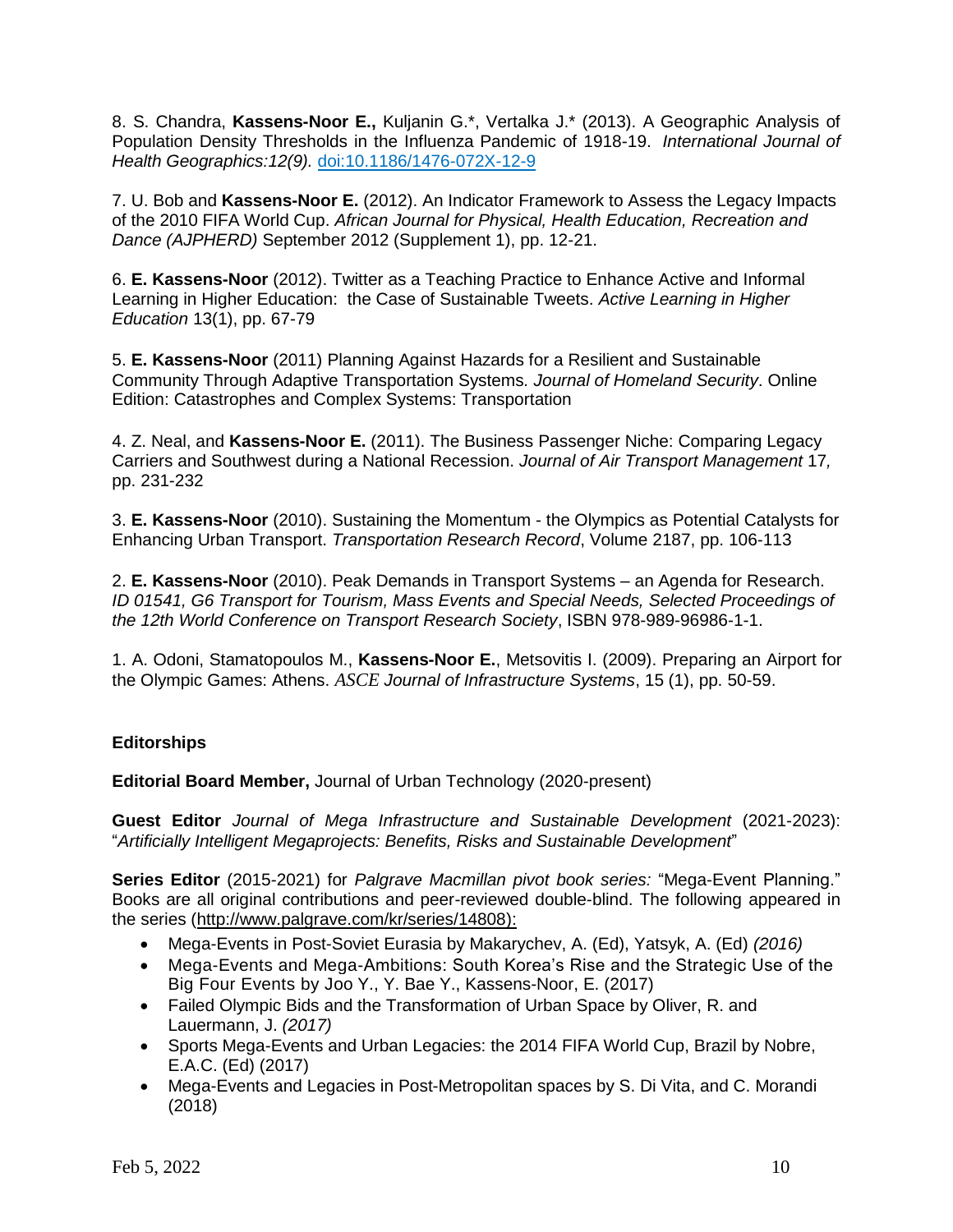8. S. Chandra, **Kassens-Noor E.,** Kuljanin G.*, Vertalka J.* (2013). A Geographic Analysis of Population Density Thresholds in the Influenza Pandemic of 1918-19. *International Journal of Health Geographics:12(9).* doi:10.1186/1476-072X-12-9

7. U. Bob and **Kassens-Noor E.** (2012). An Indicator Framework to Assess the Legacy Impacts of the 2010 FIFA World Cup. *African Journal for Physical, Health Education, Recreation and Dance (AJPHERD)* September 2012 (Supplement 1), pp. 12-21.

6. **E. Kassens-Noor** (2012). Twitter as a Teaching Practice to Enhance Active and Informal Learning in Higher Education: the Case of Sustainable Tweets. *Active Learning in Higher Education* 13(1), pp. 67-79

5. **E. Kassens-Noor** (2011) Planning Against Hazards for a Resilient and Sustainable Community Through Adaptive Transportation Systems. *Journal of Homeland Security*. Online Edition: Catastrophes and Complex Systems: Transportation

4. Z. Neal, and **Kassens-Noor E.** (2011). The Business Passenger Niche: Comparing Legacy Carriers and Southwest during a National Recession. *Journal of Air Transport Management* 17*,* pp. 231-232

3. **E. Kassens-Noor** (2010). Sustaining the Momentum - the Olympics as Potential Catalysts for Enhancing Urban Transport. *Transportation Research Record*, Volume 2187, pp. 106-113

2. **E. Kassens-Noor** (2010). Peak Demands in Transport Systems – an Agenda for Research. *ID 01541, G6 Transport for Tourism, Mass Events and Special Needs, Selected Proceedings of the 12th World Conference on Transport Research Society*, ISBN 978-989-96986-1-1.

1. A. Odoni, Stamatopoulos M., **Kassens-Noor E.**, Metsovitis I. (2009). Preparing an Airport for the Olympic Games: Athens. *ASCE Journal of Infrastructure Systems*, 15 (1), pp. 50-59.

## Editorships

**Editorial Board Member,** Journal of Urban Technology (2020-present)

**Guest Editor** *Journal of Mega Infrastructure and Sustainable Development* (2021-2023): "*Artificially Intelligent Megaprojects: Benefits, Risks and Sustainable Development*"

**Series Editor** (2015-2021) for *Palgrave Macmillan pivot book series:* "Mega-Event Planning." Books are all original contributions and peer-reviewed double-blind. The following appeared in the series (http://www.palgrave.com/kr/series/14808):

- Mega-Events in Post-Soviet Eurasia by Makarychev, A. (Ed), Yatsyk, A. (Ed) *(2016)*
- Mega-Events and Mega-Ambitions: South Korea's Rise and the Strategic Use of the Big Four Events by Joo Y., Y. Bae Y., Kassens-Noor, E. (2017)
- Failed Olympic Bids and the Transformation of Urban Space by Oliver, R. and Lauermann, J. *(2017)*
- Sports Mega-Events and Urban Legacies: the 2014 FIFA World Cup, Brazil by Nobre, E.A.C. (Ed) (2017)
- Mega-Events and Legacies in Post-Metropolitan spaces by S. Di Vita, and C. Morandi (2018)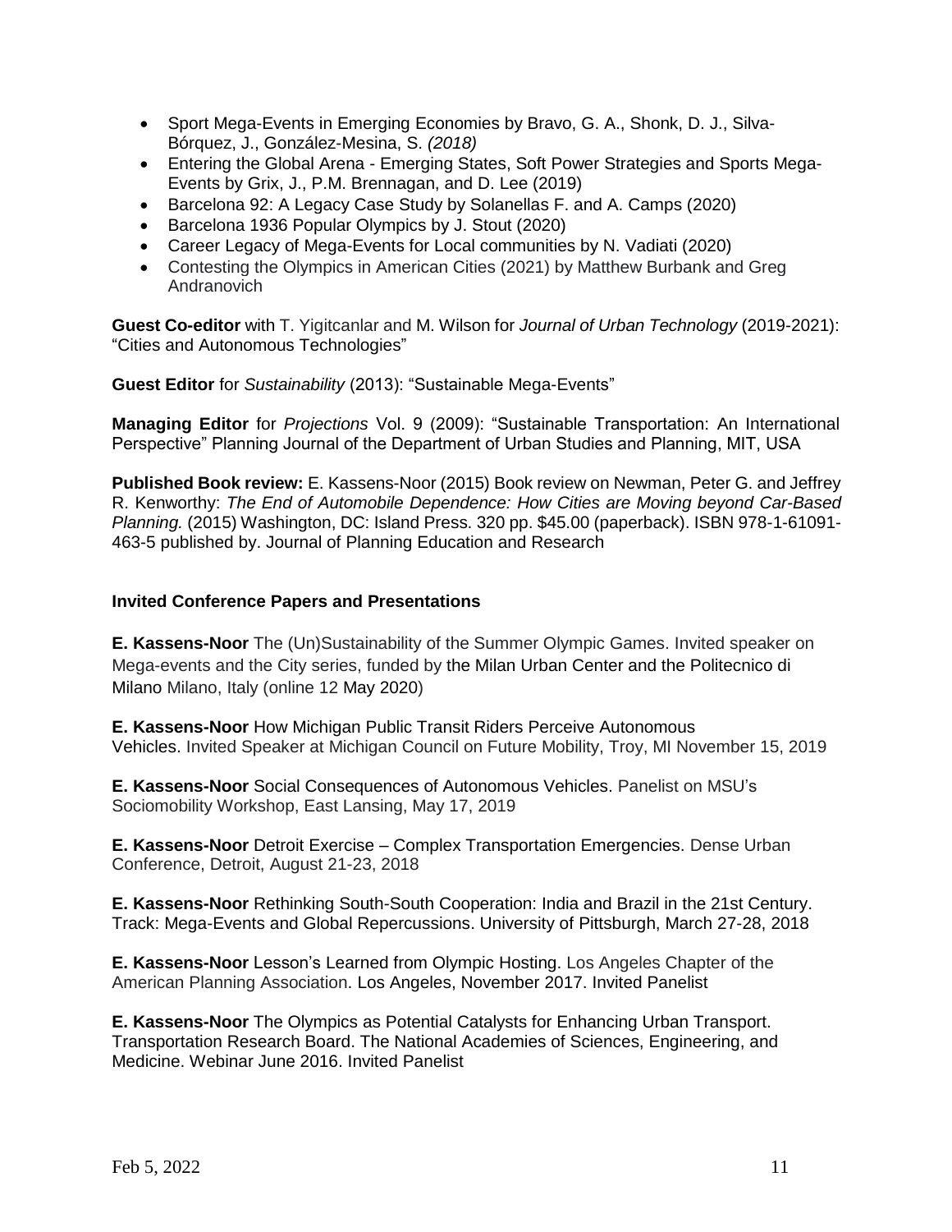- Sport Mega-Events in Emerging Economies by Bravo, G. A., Shonk, D. J., Silva-Bórquez, J., González-Mesina, S. *(2018)*
- Entering the Global Arena - Emerging States, Soft Power Strategies and Sports Mega-Events by Grix, J., P.M. Brennagan, and D. Lee (2019)
- Barcelona 92: A Legacy Case Study by Solanellas F. and A. Camps (2020)
- Barcelona 1936 Popular Olympics by J. Stout (2020)
- Career Legacy of Mega-Events for Local communities by N. Vadiati (2020)
- Contesting the Olympics in American Cities (2021) by Matthew Burbank and Greg Andranovich

**Guest Co-editor** with T. Yigitcanlar and M. Wilson for *Journal of Urban Technology* (2019-2021): "Cities and Autonomous Technologies"

**Guest Editor** for *Sustainability* (2013): "Sustainable Mega-Events"

**Managing Editor** for *Projections* Vol. 9 (2009): "Sustainable Transportation: An International Perspective" Planning Journal of the Department of Urban Studies and Planning, MIT, USA

**Published Book review:** E. Kassens-Noor (2015) Book review on Newman, Peter G. and Jeffrey R. Kenworthy: *The End of Automobile Dependence: How Cities are Moving beyond Car-Based Planning.* (2015) Washington, DC: Island Press. 320 pp. $45.00 (paperback). ISBN 978-1-61091-463-5 published by. Journal of Planning Education and Research

### Invited Conference Papers and Presentations

**E. Kassens-Noor** The (Un)Sustainability of the Summer Olympic Games. Invited speaker on Mega-events and the City series, funded by the Milan Urban Center and the Politecnico di Milano Milano, Italy (online 12 May 2020)

**E. Kassens-Noor** How Michigan Public Transit Riders Perceive Autonomous Vehicles. Invited Speaker at Michigan Council on Future Mobility, Troy, MI November 15, 2019

**E. Kassens-Noor** Social Consequences of Autonomous Vehicles. Panelist on MSU's Sociomobility Workshop, East Lansing, May 17, 2019

**E. Kassens-Noor** Detroit Exercise – Complex Transportation Emergencies. Dense Urban Conference, Detroit, August 21-23, 2018

**E. Kassens-Noor** Rethinking South-South Cooperation: India and Brazil in the 21st Century. Track: Mega-Events and Global Repercussions. University of Pittsburgh, March 27-28, 2018

**E. Kassens-Noor** Lesson's Learned from Olympic Hosting. Los Angeles Chapter of the American Planning Association. Los Angeles, November 2017. Invited Panelist

**E. Kassens-Noor** The Olympics as Potential Catalysts for Enhancing Urban Transport. Transportation Research Board. The National Academies of Sciences, Engineering, and Medicine. Webinar June 2016. Invited Panelist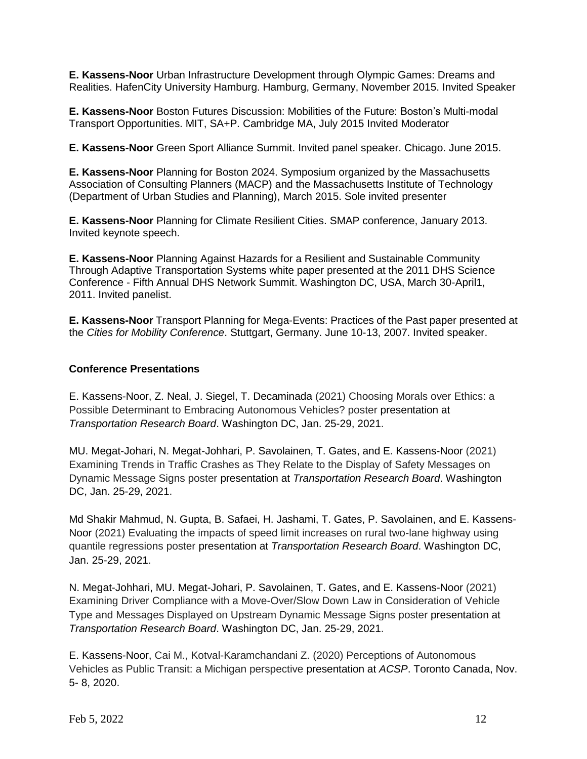**E. Kassens-Noor** Urban Infrastructure Development through Olympic Games: Dreams and Realities. HafenCity University Hamburg. Hamburg, Germany, November 2015. Invited Speaker

**E. Kassens-Noor** Boston Futures Discussion: Mobilities of the Future: Boston's Multi-modal Transport Opportunities. MIT, SA+P. Cambridge MA, July 2015 Invited Moderator

**E. Kassens-Noor** Green Sport Alliance Summit. Invited panel speaker. Chicago. June 2015.

**E. Kassens-Noor** Planning for Boston 2024. Symposium organized by the Massachusetts Association of Consulting Planners (MACP) and the Massachusetts Institute of Technology (Department of Urban Studies and Planning), March 2015. Sole invited presenter

**E. Kassens-Noor** Planning for Climate Resilient Cities. SMAP conference, January 2013. Invited keynote speech.

**E. Kassens-Noor** Planning Against Hazards for a Resilient and Sustainable Community Through Adaptive Transportation Systems white paper presented at the 2011 DHS Science Conference - Fifth Annual DHS Network Summit. Washington DC, USA, March 30-April1, 2011. Invited panelist.

**E. Kassens-Noor** Transport Planning for Mega-Events: Practices of the Past paper presented at the *Cities for Mobility Conference*. Stuttgart, Germany. June 10-13, 2007. Invited speaker.

### Conference Presentations

E. Kassens-Noor, Z. Neal, J. Siegel, T. Decaminada (2021) Choosing Morals over Ethics: a Possible Determinant to Embracing Autonomous Vehicles? poster presentation at *Transportation Research Board*. Washington DC, Jan. 25-29, 2021.

MU. Megat-Johari, N. Megat-Johhari, P. Savolainen, T. Gates, and E. Kassens-Noor (2021) Examining Trends in Traffic Crashes as They Relate to the Display of Safety Messages on Dynamic Message Signs poster presentation at *Transportation Research Board*. Washington DC, Jan. 25-29, 2021.

Md Shakir Mahmud, N. Gupta, B. Safaei, H. Jashami, T. Gates, P. Savolainen, and E. Kassens-Noor (2021) Evaluating the impacts of speed limit increases on rural two-lane highway using quantile regressions poster presentation at *Transportation Research Board*. Washington DC, Jan. 25-29, 2021.

N. Megat-Johhari, MU. Megat-Johari, P. Savolainen, T. Gates, and E. Kassens-Noor (2021) Examining Driver Compliance with a Move-Over/Slow Down Law in Consideration of Vehicle Type and Messages Displayed on Upstream Dynamic Message Signs poster presentation at *Transportation Research Board*. Washington DC, Jan. 25-29, 2021.

E. Kassens-Noor, Cai M., Kotval-Karamchandani Z. (2020) Perceptions of Autonomous Vehicles as Public Transit: a Michigan perspective presentation at *ACSP*. Toronto Canada, Nov. 5- 8, 2020.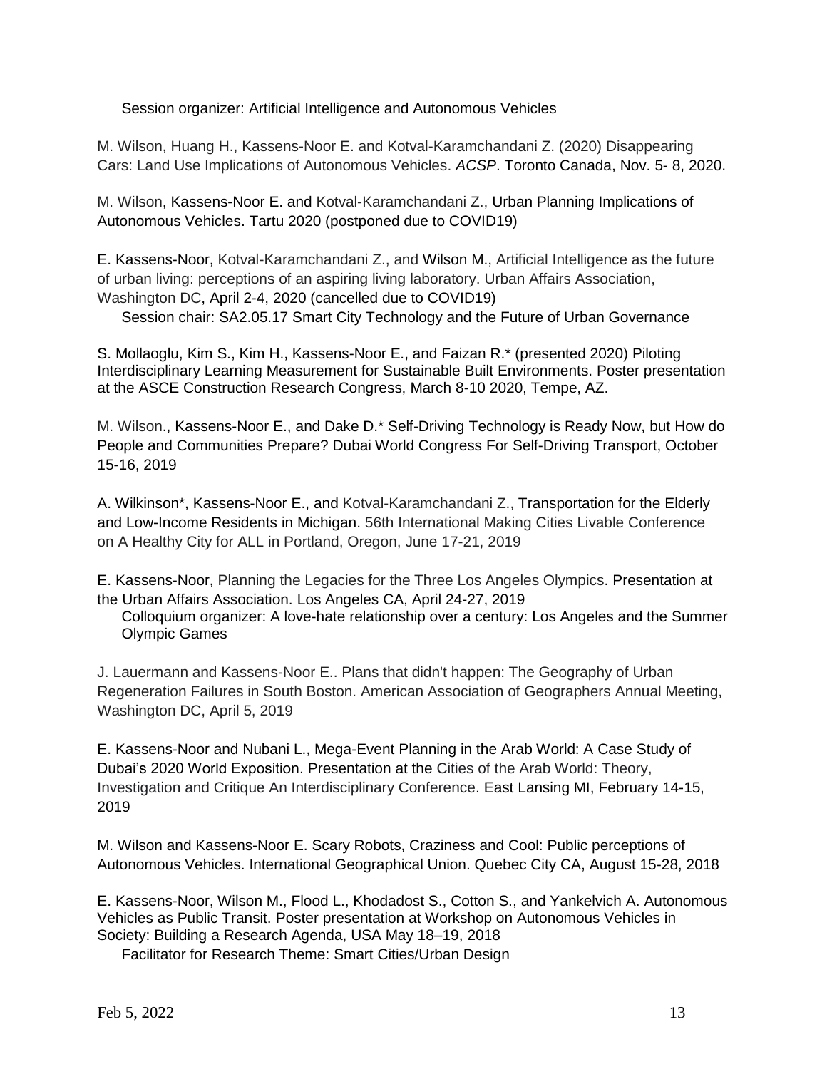Session organizer: Artificial Intelligence and Autonomous Vehicles

M. Wilson, Huang H., Kassens-Noor E. and Kotval-Karamchandani Z. (2020) Disappearing Cars: Land Use Implications of Autonomous Vehicles. *ACSP*. Toronto Canada, Nov. 5- 8, 2020.

M. Wilson, Kassens-Noor E. and Kotval-Karamchandani Z., Urban Planning Implications of Autonomous Vehicles. Tartu 2020 (postponed due to COVID19)

E. Kassens-Noor, Kotval-Karamchandani Z., and Wilson M., Artificial Intelligence as the future of urban living: perceptions of an aspiring living laboratory. Urban Affairs Association, Washington DC, April 2-4, 2020 (cancelled due to COVID19)

Session chair: SA2.05.17 Smart City Technology and the Future of Urban Governance

S. Mollaoglu, Kim S., Kim H., Kassens-Noor E., and Faizan R.* (presented 2020) Piloting Interdisciplinary Learning Measurement for Sustainable Built Environments. Poster presentation at the ASCE Construction Research Congress, March 8-10 2020, Tempe, AZ.

M. Wilson., Kassens-Noor E., and Dake D.* Self-Driving Technology is Ready Now, but How do People and Communities Prepare? Dubai World Congress For Self-Driving Transport, October 15-16, 2019

A. Wilkinson*, Kassens-Noor E., and Kotval-Karamchandani Z., Transportation for the Elderly and Low-Income Residents in Michigan. 56th International Making Cities Livable Conference on A Healthy City for ALL in Portland, Oregon, June 17-21, 2019

E. Kassens-Noor, Planning the Legacies for the Three Los Angeles Olympics. Presentation at the Urban Affairs Association. Los Angeles CA, April 24-27, 2019

Colloquium organizer: A love-hate relationship over a century: Los Angeles and the Summer Olympic Games

J. Lauermann and Kassens-Noor E.. Plans that didn't happen: The Geography of Urban Regeneration Failures in South Boston. American Association of Geographers Annual Meeting, Washington DC, April 5, 2019

E. Kassens-Noor and Nubani L., Mega-Event Planning in the Arab World: A Case Study of Dubai's 2020 World Exposition. Presentation at the Cities of the Arab World: Theory, Investigation and Critique An Interdisciplinary Conference. East Lansing MI, February 14-15, 2019

M. Wilson and Kassens-Noor E. Scary Robots, Craziness and Cool: Public perceptions of Autonomous Vehicles. International Geographical Union. Quebec City CA, August 15-28, 2018

E. Kassens-Noor, Wilson M., Flood L., Khodadost S., Cotton S., and Yankelvich A. Autonomous Vehicles as Public Transit. Poster presentation at Workshop on Autonomous Vehicles in Society: Building a Research Agenda, USA May 18–19, 2018

Facilitator for Research Theme: Smart Cities/Urban Design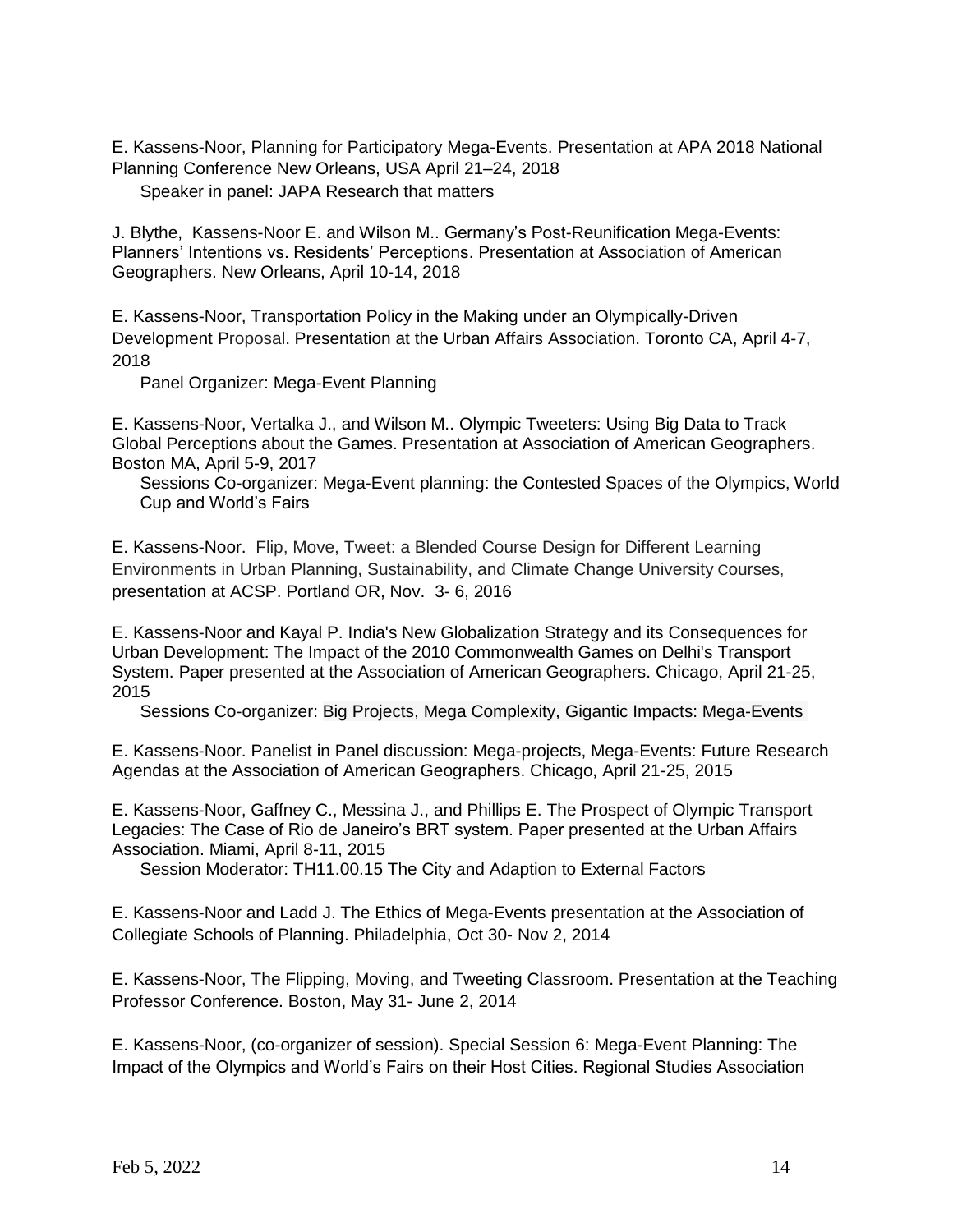E. Kassens-Noor, Planning for Participatory Mega-Events. Presentation at APA 2018 National Planning Conference New Orleans, USA April 21–24, 2018

Speaker in panel: JAPA Research that matters

J. Blythe, Kassens-Noor E. and Wilson M.. Germany's Post-Reunification Mega-Events: Planners' Intentions vs. Residents' Perceptions. Presentation at Association of American Geographers. New Orleans, April 10-14, 2018

E. Kassens-Noor, Transportation Policy in the Making under an Olympically-Driven Development Proposal. Presentation at the Urban Affairs Association. Toronto CA, April 4-7, 2018

Panel Organizer: Mega-Event Planning

E. Kassens-Noor, Vertalka J., and Wilson M.. Olympic Tweeters: Using Big Data to Track Global Perceptions about the Games. Presentation at Association of American Geographers. Boston MA, April 5-9, 2017

Sessions Co-organizer: Mega-Event planning: the Contested Spaces of the Olympics, World Cup and World's Fairs

E. Kassens-Noor. Flip, Move, Tweet: a Blended Course Design for Different Learning Environments in Urban Planning, Sustainability, and Climate Change University Courses, presentation at ACSP. Portland OR, Nov. 3- 6, 2016

E. Kassens-Noor and Kayal P. India's New Globalization Strategy and its Consequences for Urban Development: The Impact of the 2010 Commonwealth Games on Delhi's Transport System. Paper presented at the Association of American Geographers. Chicago, April 21-25, 2015

Sessions Co-organizer: Big Projects, Mega Complexity, Gigantic Impacts: Mega-Events

E. Kassens-Noor. Panelist in Panel discussion: Mega-projects, Mega-Events: Future Research Agendas at the Association of American Geographers. Chicago, April 21-25, 2015

E. Kassens-Noor, Gaffney C., Messina J., and Phillips E. The Prospect of Olympic Transport Legacies: The Case of Rio de Janeiro's BRT system. Paper presented at the Urban Affairs Association. Miami, April 8-11, 2015

Session Moderator: TH11.00.15 The City and Adaption to External Factors

E. Kassens-Noor and Ladd J. The Ethics of Mega-Events presentation at the Association of Collegiate Schools of Planning. Philadelphia, Oct 30- Nov 2, 2014

E. Kassens-Noor, The Flipping, Moving, and Tweeting Classroom. Presentation at the Teaching Professor Conference. Boston, May 31- June 2, 2014

E. Kassens-Noor, (co-organizer of session). Special Session 6: Mega-Event Planning: The Impact of the Olympics and World's Fairs on their Host Cities. Regional Studies Association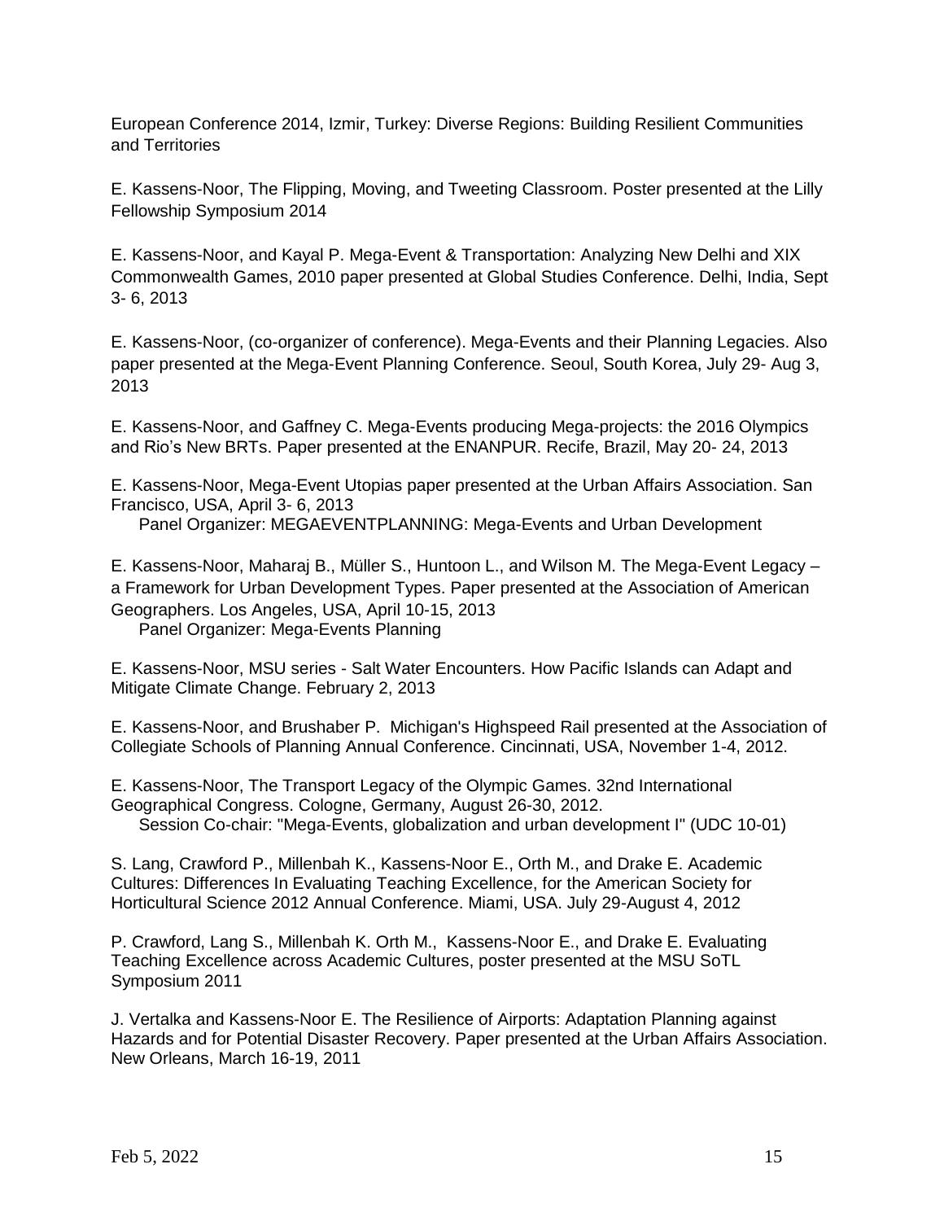European Conference 2014, Izmir, Turkey: Diverse Regions: Building Resilient Communities and Territories

E. Kassens-Noor, The Flipping, Moving, and Tweeting Classroom. Poster presented at the Lilly Fellowship Symposium 2014

E. Kassens-Noor, and Kayal P. Mega-Event & Transportation: Analyzing New Delhi and XIX Commonwealth Games, 2010 paper presented at Global Studies Conference. Delhi, India, Sept 3- 6, 2013

E. Kassens-Noor, (co-organizer of conference). Mega-Events and their Planning Legacies. Also paper presented at the Mega-Event Planning Conference. Seoul, South Korea, July 29- Aug 3, 2013

E. Kassens-Noor, and Gaffney C. Mega-Events producing Mega-projects: the 2016 Olympics and Rio's New BRTs. Paper presented at the ENANPUR. Recife, Brazil, May 20- 24, 2013

E. Kassens-Noor, Mega-Event Utopias paper presented at the Urban Affairs Association. San Francisco, USA, April 3- 6, 2013
  Panel Organizer: MEGAEVENTPLANNING: Mega-Events and Urban Development

E. Kassens-Noor, Maharaj B., Müller S., Huntoon L., and Wilson M. The Mega-Event Legacy – a Framework for Urban Development Types. Paper presented at the Association of American Geographers. Los Angeles, USA, April 10-15, 2013
  Panel Organizer: Mega-Events Planning

E. Kassens-Noor, MSU series - Salt Water Encounters. How Pacific Islands can Adapt and Mitigate Climate Change. February 2, 2013

E. Kassens-Noor, and Brushaber P. Michigan's Highspeed Rail presented at the Association of Collegiate Schools of Planning Annual Conference. Cincinnati, USA, November 1-4, 2012.

E. Kassens-Noor, The Transport Legacy of the Olympic Games. 32nd International Geographical Congress. Cologne, Germany, August 26-30, 2012.
  Session Co-chair: "Mega-Events, globalization and urban development I" (UDC 10-01)

S. Lang, Crawford P., Millenbah K., Kassens-Noor E., Orth M., and Drake E. Academic Cultures: Differences In Evaluating Teaching Excellence, for the American Society for Horticultural Science 2012 Annual Conference. Miami, USA. July 29-August 4, 2012

P. Crawford, Lang S., Millenbah K. Orth M., Kassens-Noor E., and Drake E. Evaluating Teaching Excellence across Academic Cultures, poster presented at the MSU SoTL Symposium 2011

J. Vertalka and Kassens-Noor E. The Resilience of Airports: Adaptation Planning against Hazards and for Potential Disaster Recovery. Paper presented at the Urban Affairs Association. New Orleans, March 16-19, 2011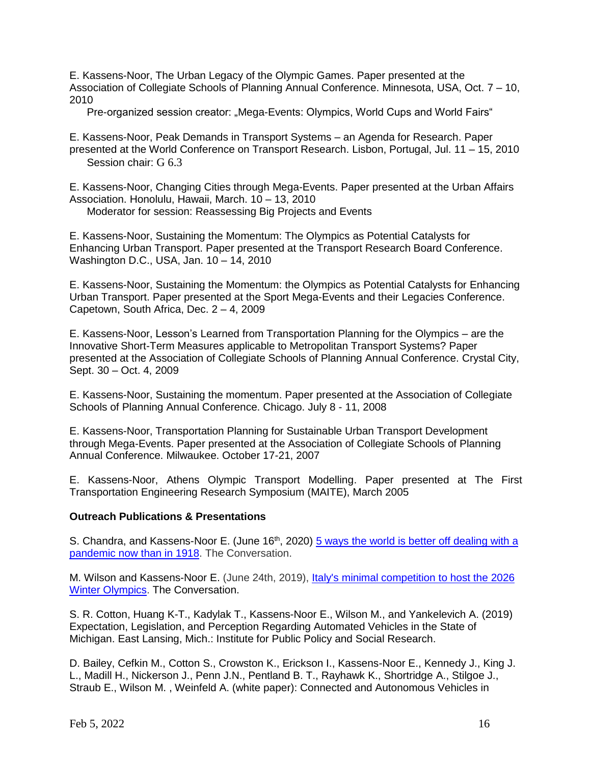E. Kassens-Noor, The Urban Legacy of the Olympic Games. Paper presented at the Association of Collegiate Schools of Planning Annual Conference. Minnesota, USA, Oct. 7 – 10, 2010

Pre-organized session creator: „Mega-Events: Olympics, World Cups and World Fairs"

E. Kassens-Noor, Peak Demands in Transport Systems – an Agenda for Research. Paper presented at the World Conference on Transport Research. Lisbon, Portugal, Jul. 11 – 15, 2010

Session chair: G 6.3

E. Kassens-Noor, Changing Cities through Mega-Events. Paper presented at the Urban Affairs Association. Honolulu, Hawaii, March. 10 – 13, 2010

Moderator for session: Reassessing Big Projects and Events

E. Kassens-Noor, Sustaining the Momentum: The Olympics as Potential Catalysts for Enhancing Urban Transport. Paper presented at the Transport Research Board Conference. Washington D.C., USA, Jan. 10 – 14, 2010

E. Kassens-Noor, Sustaining the Momentum: the Olympics as Potential Catalysts for Enhancing Urban Transport. Paper presented at the Sport Mega-Events and their Legacies Conference. Capetown, South Africa, Dec. 2 – 4, 2009

E. Kassens-Noor, Lesson's Learned from Transportation Planning for the Olympics – are the Innovative Short-Term Measures applicable to Metropolitan Transport Systems? Paper presented at the Association of Collegiate Schools of Planning Annual Conference. Crystal City, Sept. 30 – Oct. 4, 2009

E. Kassens-Noor, Sustaining the momentum. Paper presented at the Association of Collegiate Schools of Planning Annual Conference. Chicago. July 8 - 11, 2008

E. Kassens-Noor, Transportation Planning for Sustainable Urban Transport Development through Mega-Events. Paper presented at the Association of Collegiate Schools of Planning Annual Conference. Milwaukee. October 17-21, 2007

E. Kassens-Noor, Athens Olympic Transport Modelling. Paper presented at The First Transportation Engineering Research Symposium (MAITE), March 2005

**Outreach Publications & Presentations**

S. Chandra, and Kassens-Noor E. (June 16th, 2020) 5 ways the world is better off dealing with a pandemic now than in 1918. The Conversation.

M. Wilson and Kassens-Noor E. (June 24th, 2019), Italy's minimal competition to host the 2026 Winter Olympics. The Conversation.

S. R. Cotton, Huang K-T., Kadylak T., Kassens-Noor E., Wilson M., and Yankelevich A. (2019) Expectation, Legislation, and Perception Regarding Automated Vehicles in the State of Michigan. East Lansing, Mich.: Institute for Public Policy and Social Research.

D. Bailey, Cefkin M., Cotton S., Crowston K., Erickson I., Kassens-Noor E., Kennedy J., King J. L., Madill H., Nickerson J., Penn J.N., Pentland B. T., Rayhawk K., Shortridge A., Stilgoe J., Straub E., Wilson M. , Weinfeld A. (white paper): Connected and Autonomous Vehicles in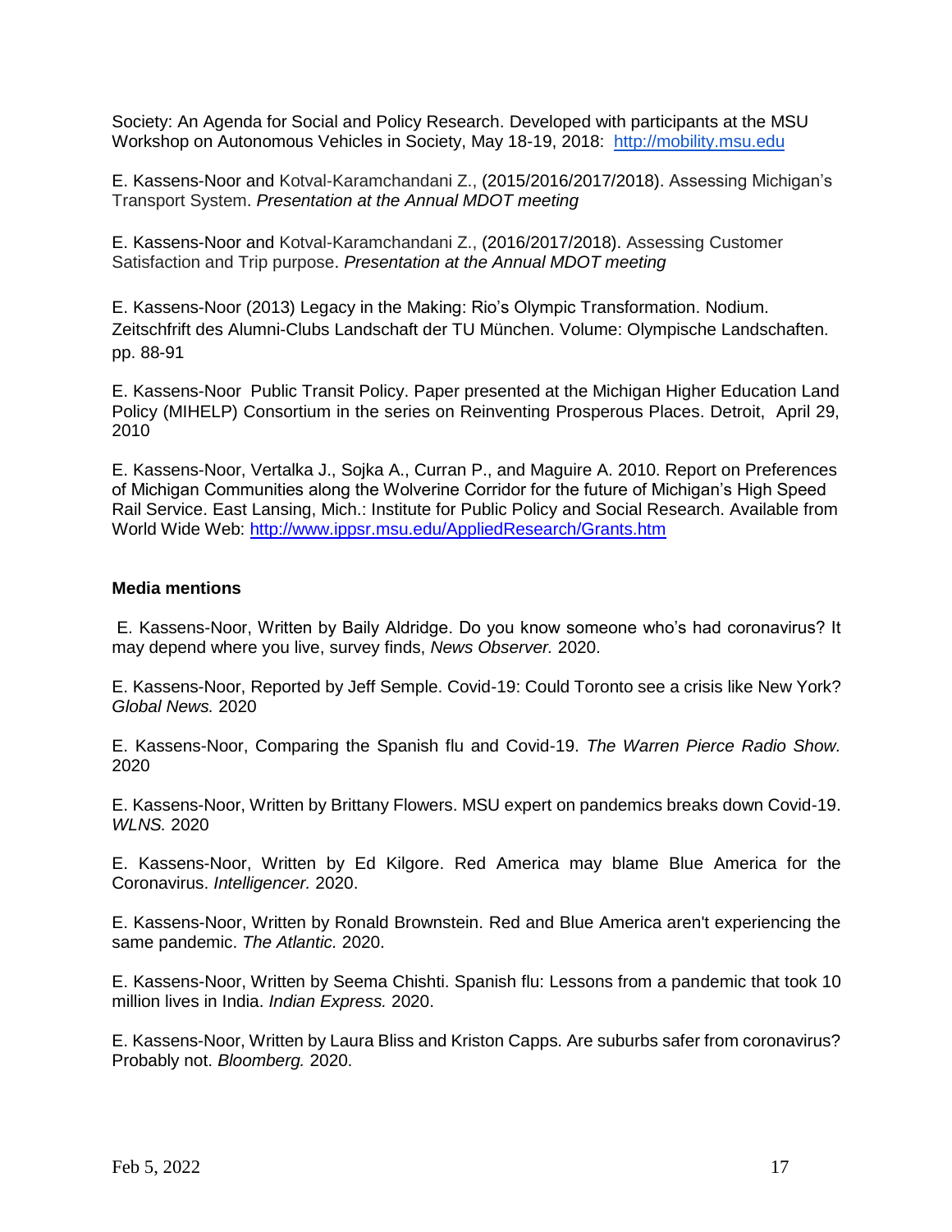Society: An Agenda for Social and Policy Research. Developed with participants at the MSU Workshop on Autonomous Vehicles in Society, May 18-19, 2018: http://mobility.msu.edu

E. Kassens-Noor and Kotval-Karamchandani Z., (2015/2016/2017/2018). Assessing Michigan's Transport System. *Presentation at the Annual MDOT meeting*

E. Kassens-Noor and Kotval-Karamchandani Z., (2016/2017/2018). Assessing Customer Satisfaction and Trip purpose. *Presentation at the Annual MDOT meeting*

E. Kassens-Noor (2013) Legacy in the Making: Rio's Olympic Transformation. Nodium. Zeitschfrift des Alumni-Clubs Landschaft der TU München. Volume: Olympische Landschaften. pp. 88-91

E. Kassens-Noor Public Transit Policy. Paper presented at the Michigan Higher Education Land Policy (MIHELP) Consortium in the series on Reinventing Prosperous Places. Detroit, April 29, 2010

E. Kassens-Noor, Vertalka J., Sojka A., Curran P., and Maguire A. 2010. Report on Preferences of Michigan Communities along the Wolverine Corridor for the future of Michigan's High Speed Rail Service. East Lansing, Mich.: Institute for Public Policy and Social Research. Available from World Wide Web: http://www.ippsr.msu.edu/AppliedResearch/Grants.htm

**Media mentions**

E. Kassens-Noor, Written by Baily Aldridge. Do you know someone who's had coronavirus? It may depend where you live, survey finds, *News Observer.* 2020.

E. Kassens-Noor, Reported by Jeff Semple. Covid-19: Could Toronto see a crisis like New York? *Global News.* 2020

E. Kassens-Noor, Comparing the Spanish flu and Covid-19. *The Warren Pierce Radio Show.* 2020

E. Kassens-Noor, Written by Brittany Flowers. MSU expert on pandemics breaks down Covid-19. *WLNS.* 2020

E. Kassens-Noor, Written by Ed Kilgore. Red America may blame Blue America for the Coronavirus. *Intelligencer.* 2020.

E. Kassens-Noor, Written by Ronald Brownstein. Red and Blue America aren't experiencing the same pandemic. *The Atlantic.* 2020.

E. Kassens-Noor, Written by Seema Chishti. Spanish flu: Lessons from a pandemic that took 10 million lives in India. *Indian Express.* 2020.

E. Kassens-Noor, Written by Laura Bliss and Kriston Capps. Are suburbs safer from coronavirus? Probably not. *Bloomberg.* 2020.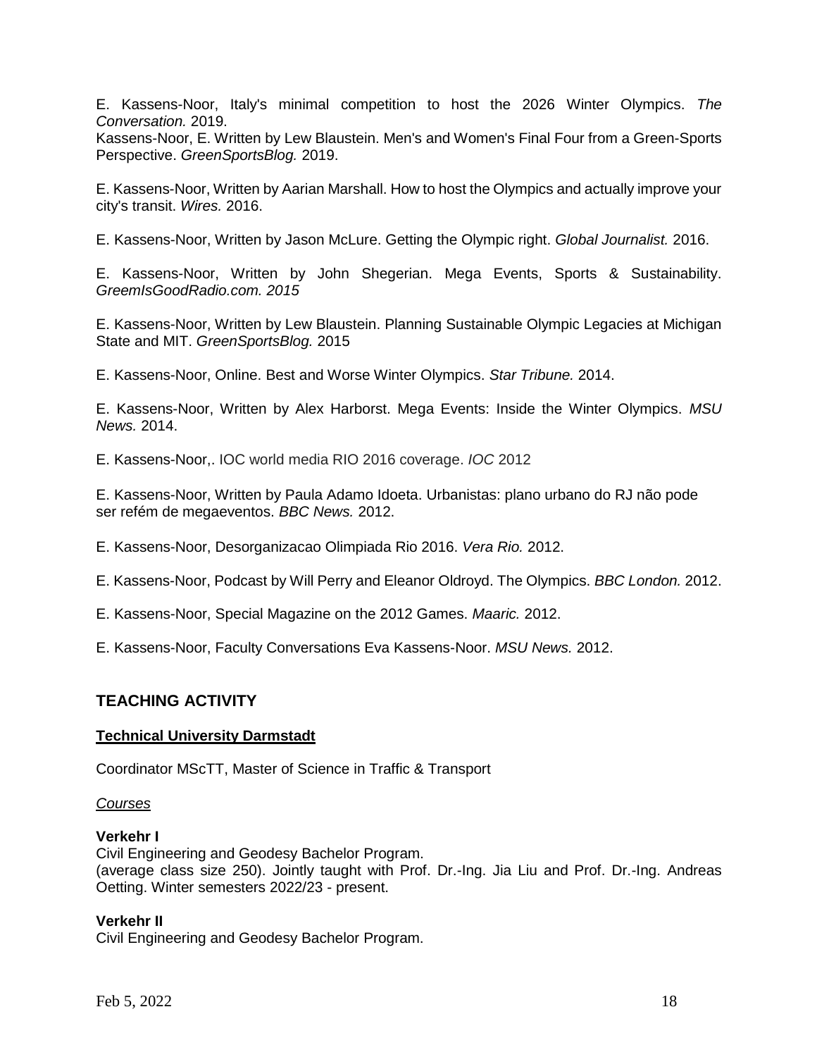E. Kassens-Noor, Italy's minimal competition to host the 2026 Winter Olympics. *The Conversation.* 2019.
Kassens-Noor, E. Written by Lew Blaustein. Men's and Women's Final Four from a Green-Sports Perspective. *GreenSportsBlog.* 2019.

E. Kassens-Noor, Written by Aarian Marshall. How to host the Olympics and actually improve your city's transit. *Wires.* 2016.

E. Kassens-Noor, Written by Jason McLure. Getting the Olympic right. *Global Journalist.* 2016.

E. Kassens-Noor, Written by John Shegerian. Mega Events, Sports & Sustainability. *GreemIsGoodRadio.com. 2015*

E. Kassens-Noor, Written by Lew Blaustein. Planning Sustainable Olympic Legacies at Michigan State and MIT. *GreenSportsBlog.* 2015

E. Kassens-Noor, Online. Best and Worse Winter Olympics. *Star Tribune.* 2014.

E. Kassens-Noor, Written by Alex Harborst. Mega Events: Inside the Winter Olympics. *MSU News.* 2014.

E. Kassens-Noor,. IOC world media RIO 2016 coverage. *IOC* 2012

E. Kassens-Noor, Written by Paula Adamo Idoeta. Urbanistas: plano urbano do RJ não pode ser refém de megaeventos. *BBC News.* 2012.

E. Kassens-Noor, Desorganizacao Olimpiada Rio 2016. *Vera Rio.* 2012.

E. Kassens-Noor, Podcast by Will Perry and Eleanor Oldroyd. The Olympics. *BBC London.* 2012.

E. Kassens-Noor, Special Magazine on the 2012 Games. *Maaric.* 2012.

E. Kassens-Noor, Faculty Conversations Eva Kassens-Noor. *MSU News.* 2012.

## TEACHING ACTIVITY

**Technical University Darmstadt**

Coordinator MScTT, Master of Science in Traffic & Transport

*Courses*

**Verkehr I**
Civil Engineering and Geodesy Bachelor Program.
(average class size 250). Jointly taught with Prof. Dr.-Ing. Jia Liu and Prof. Dr.-Ing. Andreas Oetting. Winter semesters 2022/23 - present.

**Verkehr II**
Civil Engineering and Geodesy Bachelor Program.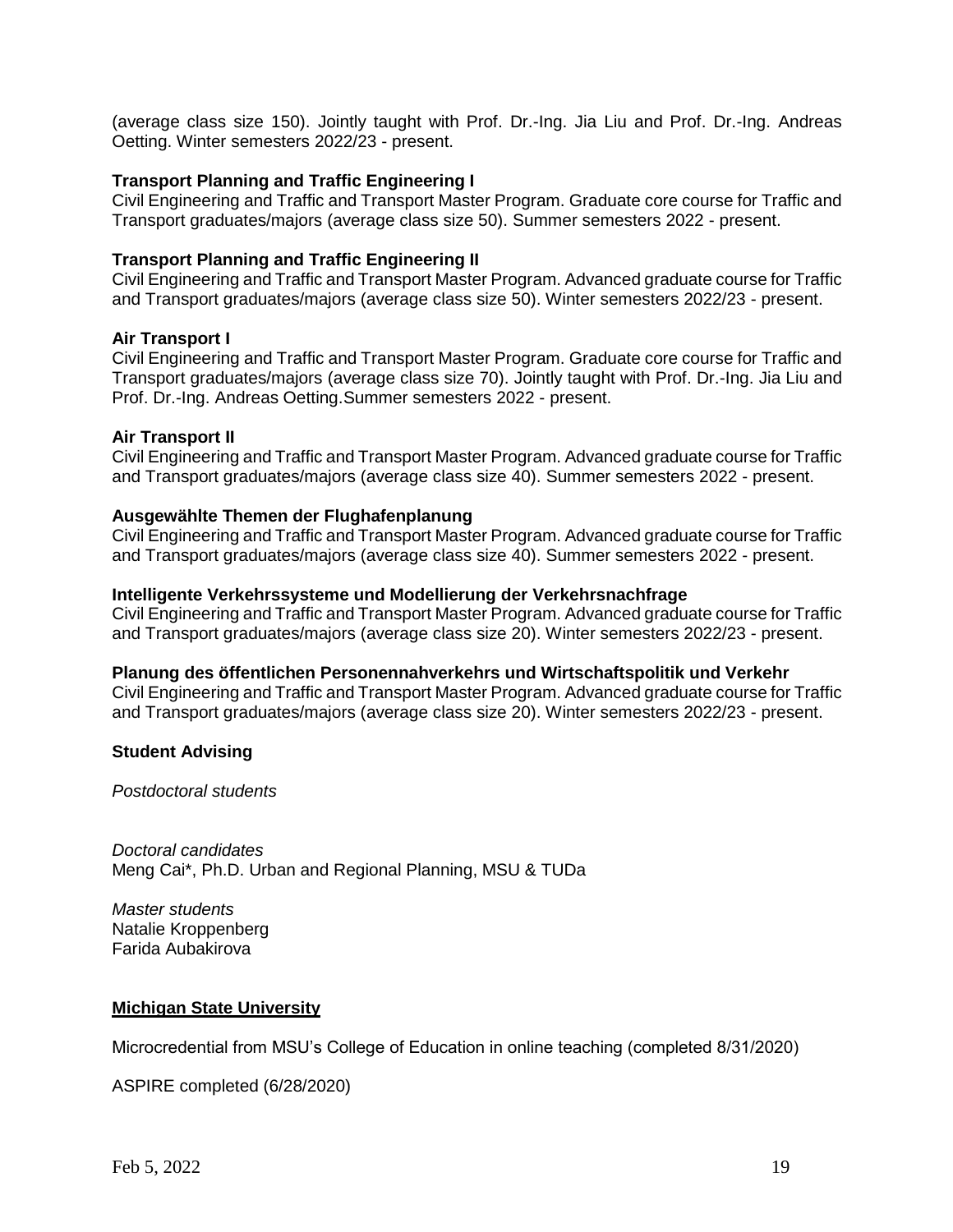(average class size 150). Jointly taught with Prof. Dr.-Ing. Jia Liu and Prof. Dr.-Ing. Andreas Oetting. Winter semesters 2022/23 - present.

**Transport Planning and Traffic Engineering I**
Civil Engineering and Traffic and Transport Master Program. Graduate core course for Traffic and Transport graduates/majors (average class size 50). Summer semesters 2022 - present.

**Transport Planning and Traffic Engineering II**
Civil Engineering and Traffic and Transport Master Program. Advanced graduate course for Traffic and Transport graduates/majors (average class size 50). Winter semesters 2022/23 - present.

**Air Transport I**
Civil Engineering and Traffic and Transport Master Program. Graduate core course for Traffic and Transport graduates/majors (average class size 70). Jointly taught with Prof. Dr.-Ing. Jia Liu and Prof. Dr.-Ing. Andreas Oetting.Summer semesters 2022 - present.

**Air Transport II**
Civil Engineering and Traffic and Transport Master Program. Advanced graduate course for Traffic and Transport graduates/majors (average class size 40). Summer semesters 2022 - present.

**Ausgewählte Themen der Flughafenplanung**
Civil Engineering and Traffic and Transport Master Program. Advanced graduate course for Traffic and Transport graduates/majors (average class size 40). Summer semesters 2022 - present.

**Intelligente Verkehrssysteme und Modellierung der Verkehrsnachfrage**
Civil Engineering and Traffic and Transport Master Program. Advanced graduate course for Traffic and Transport graduates/majors (average class size 20). Winter semesters 2022/23 - present.

**Planung des öffentlichen Personennahverkehrs und Wirtschaftspolitik und Verkehr**
Civil Engineering and Traffic and Transport Master Program. Advanced graduate course for Traffic and Transport graduates/majors (average class size 20). Winter semesters 2022/23 - present.

**Student Advising**

*Postdoctoral students*

*Doctoral candidates*
Meng Cai*, Ph.D. Urban and Regional Planning, MSU & TUDa

*Master students*
Natalie Kroppenberg
Farida Aubakirova

**<u>Michigan State University</u>**

Microcredential from MSU's College of Education in online teaching (completed 8/31/2020)

ASPIRE completed (6/28/2020)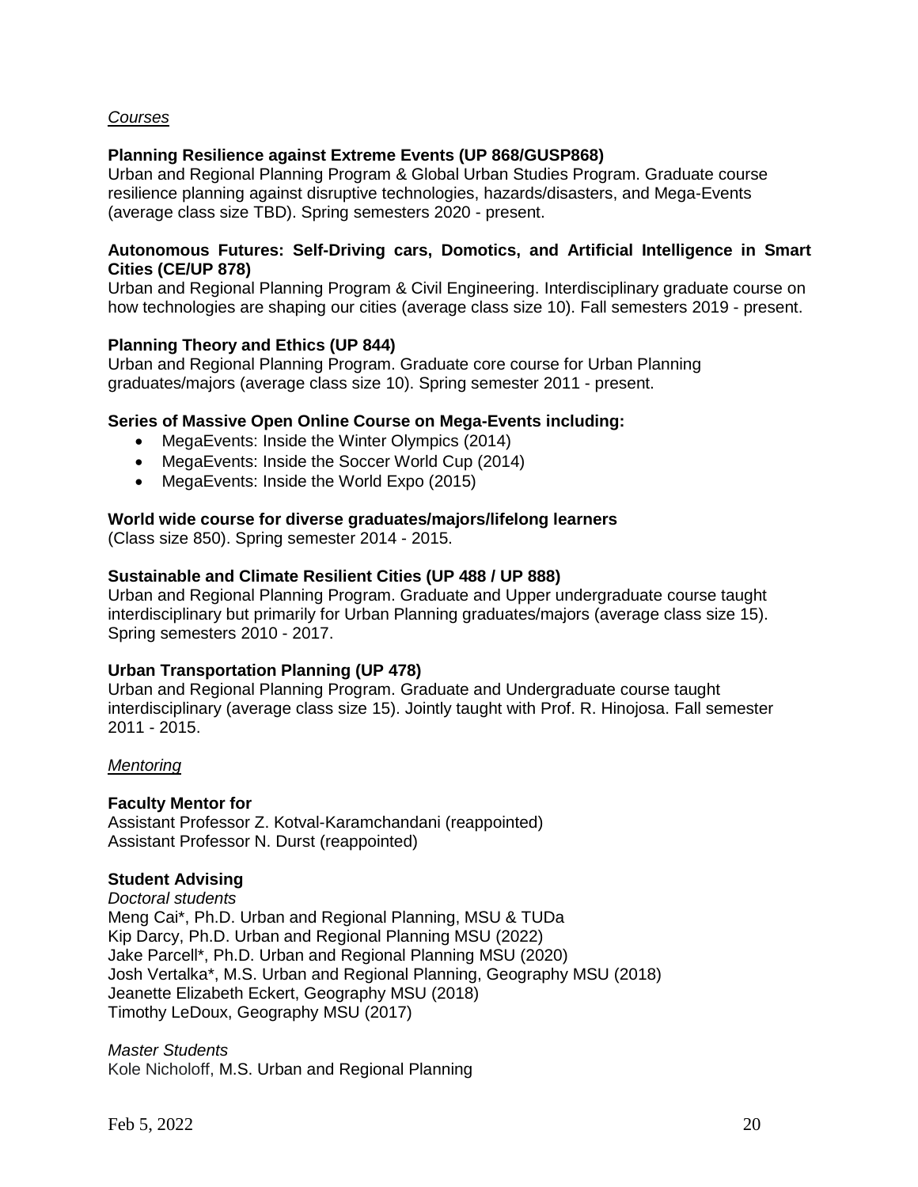*Courses*

**Planning Resilience against Extreme Events (UP 868/GUSP868)**
Urban and Regional Planning Program & Global Urban Studies Program. Graduate course resilience planning against disruptive technologies, hazards/disasters, and Mega-Events (average class size TBD). Spring semesters 2020 - present.

**Autonomous Futures: Self-Driving cars, Domotics, and Artificial Intelligence in Smart Cities (CE/UP 878)**
Urban and Regional Planning Program & Civil Engineering. Interdisciplinary graduate course on how technologies are shaping our cities (average class size 10). Fall semesters 2019 - present.

**Planning Theory and Ethics (UP 844)**
Urban and Regional Planning Program. Graduate core course for Urban Planning graduates/majors (average class size 10). Spring semester 2011 - present.

**Series of Massive Open Online Course on Mega-Events including:**

- MegaEvents: Inside the Winter Olympics (2014)
- MegaEvents: Inside the Soccer World Cup (2014)
- MegaEvents: Inside the World Expo (2015)

**World wide course for diverse graduates/majors/lifelong learners**
(Class size 850). Spring semester 2014 - 2015.

**Sustainable and Climate Resilient Cities (UP 488 / UP 888)**
Urban and Regional Planning Program. Graduate and Upper undergraduate course taught interdisciplinary but primarily for Urban Planning graduates/majors (average class size 15). Spring semesters 2010 - 2017.

**Urban Transportation Planning (UP 478)**
Urban and Regional Planning Program. Graduate and Undergraduate course taught interdisciplinary (average class size 15). Jointly taught with Prof. R. Hinojosa. Fall semester 2011 - 2015.

*Mentoring*

**Faculty Mentor for**
Assistant Professor Z. Kotval-Karamchandani (reappointed)
Assistant Professor N. Durst (reappointed)

**Student Advising**
*Doctoral students*
Meng Cai*, Ph.D. Urban and Regional Planning, MSU & TUDa
Kip Darcy, Ph.D. Urban and Regional Planning MSU (2022)
Jake Parcell*, Ph.D. Urban and Regional Planning MSU (2020)
Josh Vertalka*, M.S. Urban and Regional Planning, Geography MSU (2018)
Jeanette Elizabeth Eckert, Geography MSU (2018)
Timothy LeDoux, Geography MSU (2017)

*Master Students*
Kole Nicholoff, M.S. Urban and Regional Planning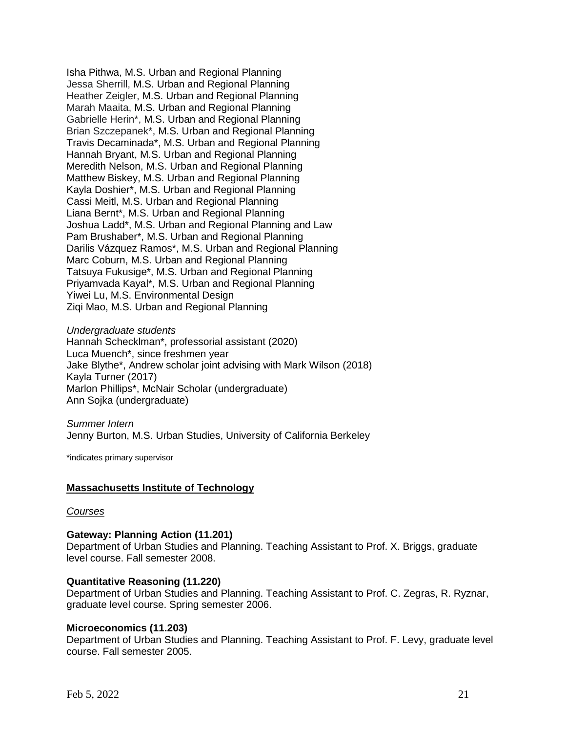Isha Pithwa, M.S. Urban and Regional Planning
Jessa Sherrill, M.S. Urban and Regional Planning
Heather Zeigler, M.S. Urban and Regional Planning
Marah Maaita, M.S. Urban and Regional Planning
Gabrielle Herin*, M.S. Urban and Regional Planning
Brian Szczepanek*, M.S. Urban and Regional Planning
Travis Decaminada*, M.S. Urban and Regional Planning
Hannah Bryant, M.S. Urban and Regional Planning
Meredith Nelson, M.S. Urban and Regional Planning
Matthew Biskey, M.S. Urban and Regional Planning
Kayla Doshier*, M.S. Urban and Regional Planning
Cassi Meitl, M.S. Urban and Regional Planning
Liana Bernt*, M.S. Urban and Regional Planning
Joshua Ladd*, M.S. Urban and Regional Planning and Law
Pam Brushaber*, M.S. Urban and Regional Planning
Darilis Vázquez Ramos*, M.S. Urban and Regional Planning
Marc Coburn, M.S. Urban and Regional Planning
Tatsuya Fukusige*, M.S. Urban and Regional Planning
Priyamvada Kayal*, M.S. Urban and Regional Planning
Yiwei Lu, M.S. Environmental Design
Ziqi Mao, M.S. Urban and Regional Planning

*Undergraduate students*
Hannah Schecklman*, professorial assistant (2020)
Luca Muench*, since freshmen year
Jake Blythe*, Andrew scholar joint advising with Mark Wilson (2018)
Kayla Turner (2017)
Marlon Phillips*, McNair Scholar (undergraduate)
Ann Sojka (undergraduate)

*Summer Intern*
Jenny Burton, M.S. Urban Studies, University of California Berkeley

*indicates primary supervisor

## Massachusetts Institute of Technology

*Courses*

**Gateway: Planning Action (11.201)**
Department of Urban Studies and Planning. Teaching Assistant to Prof. X. Briggs, graduate level course. Fall semester 2008.

**Quantitative Reasoning (11.220)**
Department of Urban Studies and Planning. Teaching Assistant to Prof. C. Zegras, R. Ryznar, graduate level course. Spring semester 2006.

**Microeconomics (11.203)**
Department of Urban Studies and Planning. Teaching Assistant to Prof. F. Levy, graduate level course. Fall semester 2005.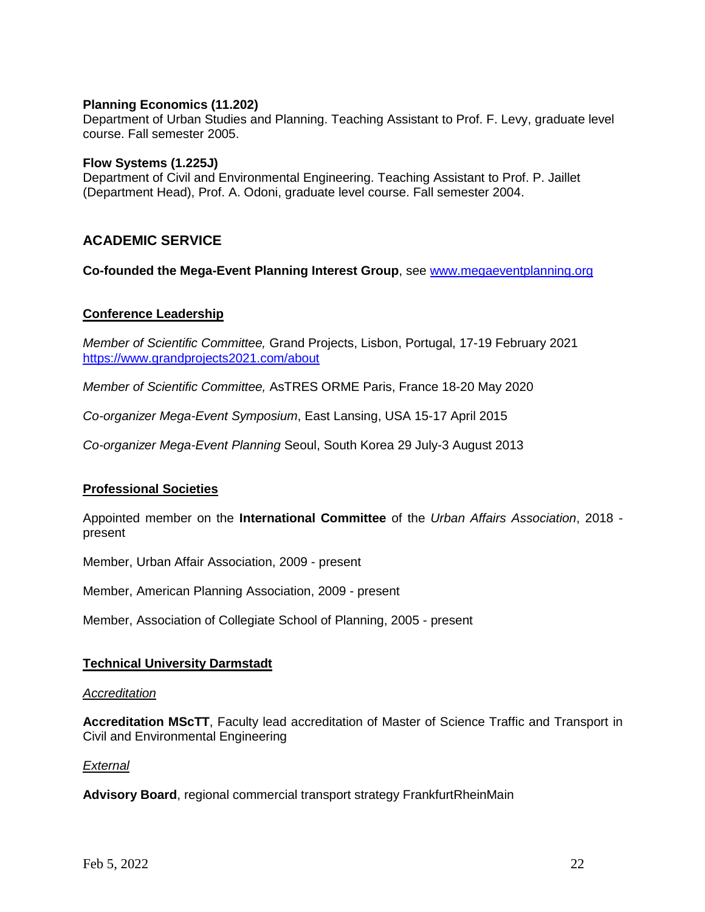**Planning Economics (11.202)**
Department of Urban Studies and Planning. Teaching Assistant to Prof. F. Levy, graduate level course. Fall semester 2005.

**Flow Systems (1.225J)**
Department of Civil and Environmental Engineering. Teaching Assistant to Prof. P. Jaillet (Department Head), Prof. A. Odoni, graduate level course. Fall semester 2004.

## ACADEMIC SERVICE

**Co-founded the Mega-Event Planning Interest Group**, see [www.megaeventplanning.org](www.megaeventplanning.org)

### Conference Leadership

*Member of Scientific Committee,* Grand Projects, Lisbon, Portugal, 17-19 February 2021
https://www.grandprojects2021.com/about

*Member of Scientific Committee,* AsTRES ORME Paris, France 18-20 May 2020

*Co-organizer Mega-Event Symposium*, East Lansing, USA 15-17 April 2015

*Co-organizer Mega-Event Planning* Seoul, South Korea 29 July-3 August 2013

### Professional Societies

Appointed member on the **International Committee** of the *Urban Affairs Association*, 2018 - present

Member, Urban Affair Association, 2009 - present

Member, American Planning Association, 2009 - present

Member, Association of Collegiate School of Planning, 2005 - present

### Technical University Darmstadt

*Accreditation*

**Accreditation MScTT**, Faculty lead accreditation of Master of Science Traffic and Transport in Civil and Environmental Engineering

*External*

**Advisory Board**, regional commercial transport strategy FrankfurtRheinMain

Feb 5, 2022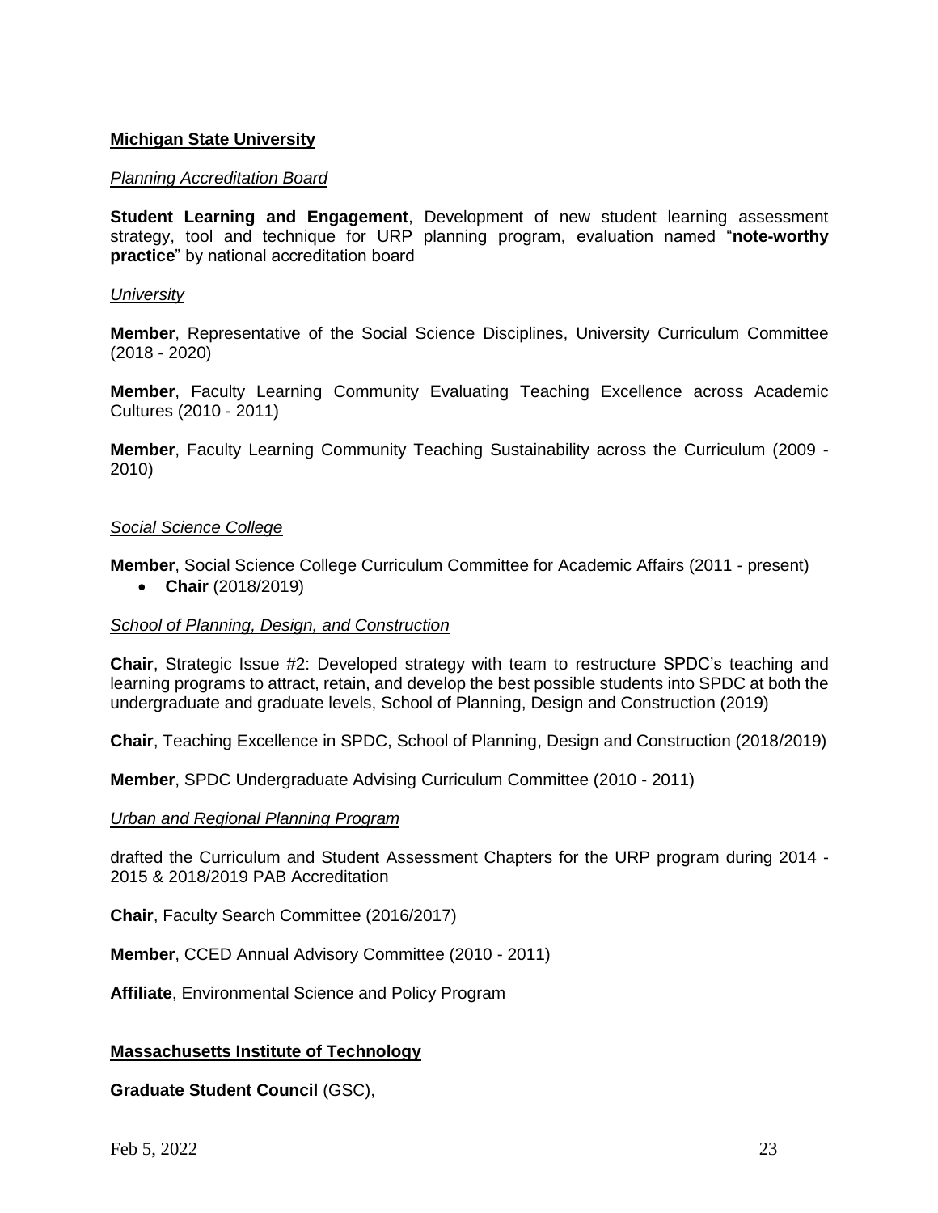**Michigan State University**

*Planning Accreditation Board*

**Student Learning and Engagement**, Development of new student learning assessment strategy, tool and technique for URP planning program, evaluation named "**note-worthy practice**" by national accreditation board

*University*

**Member**, Representative of the Social Science Disciplines, University Curriculum Committee (2018 - 2020)

**Member**, Faculty Learning Community Evaluating Teaching Excellence across Academic Cultures (2010 - 2011)

**Member**, Faculty Learning Community Teaching Sustainability across the Curriculum (2009 - 2010)

*Social Science College*

**Member**, Social Science College Curriculum Committee for Academic Affairs (2011 - present)

- **Chair** (2018/2019)

*School of Planning, Design, and Construction*

**Chair**, Strategic Issue #2: Developed strategy with team to restructure SPDC's teaching and learning programs to attract, retain, and develop the best possible students into SPDC at both the undergraduate and graduate levels, School of Planning, Design and Construction (2019)

**Chair**, Teaching Excellence in SPDC, School of Planning, Design and Construction (2018/2019)

**Member**, SPDC Undergraduate Advising Curriculum Committee (2010 - 2011)

*Urban and Regional Planning Program*

drafted the Curriculum and Student Assessment Chapters for the URP program during 2014 - 2015 & 2018/2019 PAB Accreditation

**Chair**, Faculty Search Committee (2016/2017)

**Member**, CCED Annual Advisory Committee (2010 - 2011)

**Affiliate**, Environmental Science and Policy Program

**Massachusetts Institute of Technology**

**Graduate Student Council** (GSC),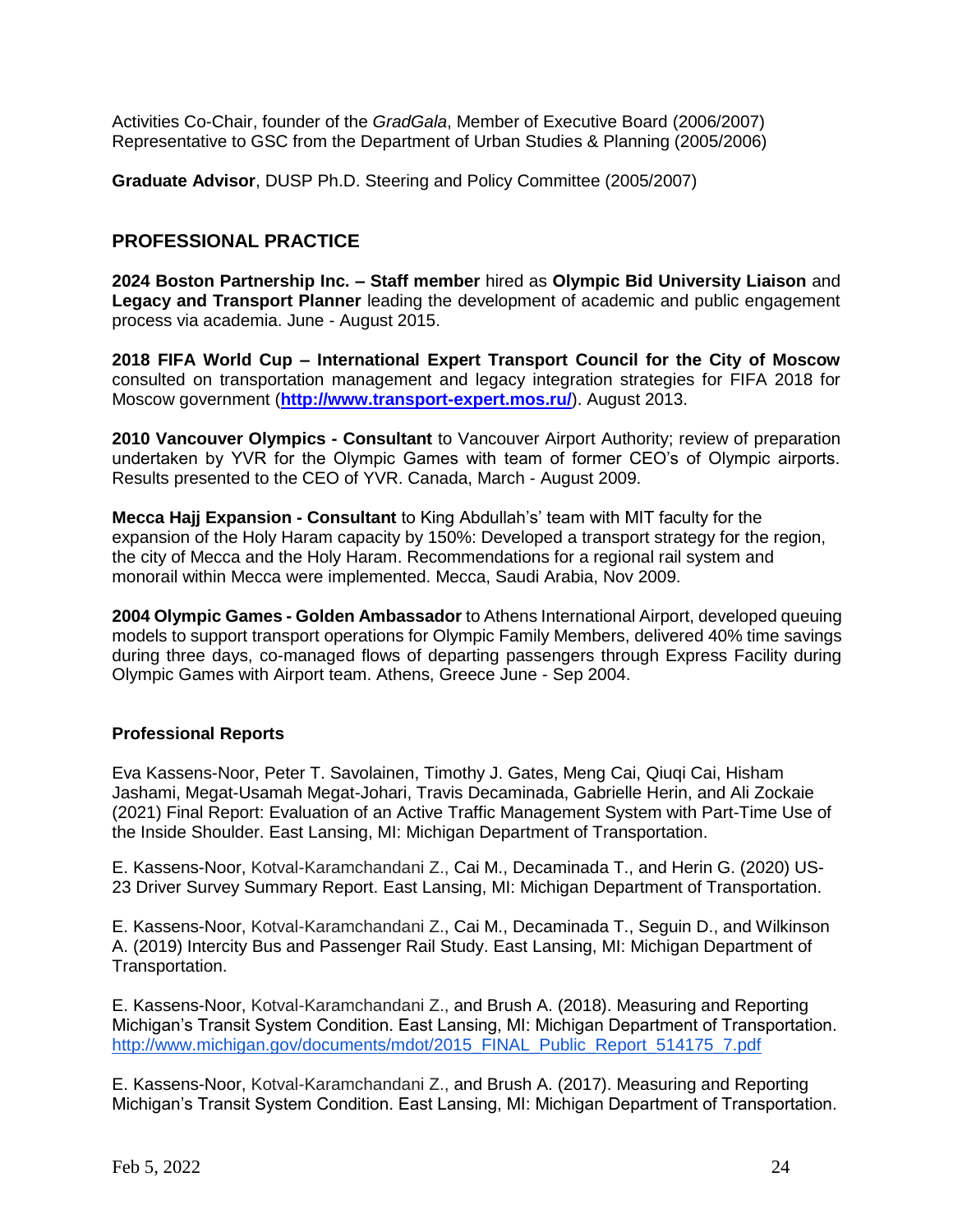Activities Co-Chair, founder of the *GradGala*, Member of Executive Board (2006/2007)
Representative to GSC from the Department of Urban Studies & Planning (2005/2006)

**Graduate Advisor**, DUSP Ph.D. Steering and Policy Committee (2005/2007)

## PROFESSIONAL PRACTICE

**2024 Boston Partnership Inc. – Staff member** hired as **Olympic Bid University Liaison** and **Legacy and Transport Planner** leading the development of academic and public engagement process via academia. June - August 2015.

**2018 FIFA World Cup – International Expert Transport Council for the City of Moscow** consulted on transportation management and legacy integration strategies for FIFA 2018 for Moscow government (**http://www.transport-expert.mos.ru/**). August 2013.

**2010 Vancouver Olympics - Consultant** to Vancouver Airport Authority; review of preparation undertaken by YVR for the Olympic Games with team of former CEO's of Olympic airports. Results presented to the CEO of YVR. Canada, March - August 2009.

**Mecca Hajj Expansion - Consultant** to King Abdullah's' team with MIT faculty for the expansion of the Holy Haram capacity by 150%: Developed a transport strategy for the region, the city of Mecca and the Holy Haram. Recommendations for a regional rail system and monorail within Mecca were implemented. Mecca, Saudi Arabia, Nov 2009.

**2004 Olympic Games - Golden Ambassador** to Athens International Airport, developed queuing models to support transport operations for Olympic Family Members, delivered 40% time savings during three days, co-managed flows of departing passengers through Express Facility during Olympic Games with Airport team. Athens, Greece June - Sep 2004.

### Professional Reports

Eva Kassens-Noor, Peter T. Savolainen, Timothy J. Gates, Meng Cai, Qiuqi Cai, Hisham Jashami, Megat-Usamah Megat-Johari, Travis Decaminada, Gabrielle Herin, and Ali Zockaie (2021) Final Report: Evaluation of an Active Traffic Management System with Part-Time Use of the Inside Shoulder. East Lansing, MI: Michigan Department of Transportation.

E. Kassens-Noor, Kotval-Karamchandani Z., Cai M., Decaminada T., and Herin G. (2020) US-23 Driver Survey Summary Report. East Lansing, MI: Michigan Department of Transportation.

E. Kassens-Noor, Kotval-Karamchandani Z., Cai M., Decaminada T., Seguin D., and Wilkinson A. (2019) Intercity Bus and Passenger Rail Study. East Lansing, MI: Michigan Department of Transportation.

E. Kassens-Noor, Kotval-Karamchandani Z., and Brush A. (2018). Measuring and Reporting Michigan's Transit System Condition. East Lansing, MI: Michigan Department of Transportation. http://www.michigan.gov/documents/mdot/2015_FINAL_Public_Report_514175_7.pdf

E. Kassens-Noor, Kotval-Karamchandani Z., and Brush A. (2017). Measuring and Reporting Michigan's Transit System Condition. East Lansing, MI: Michigan Department of Transportation.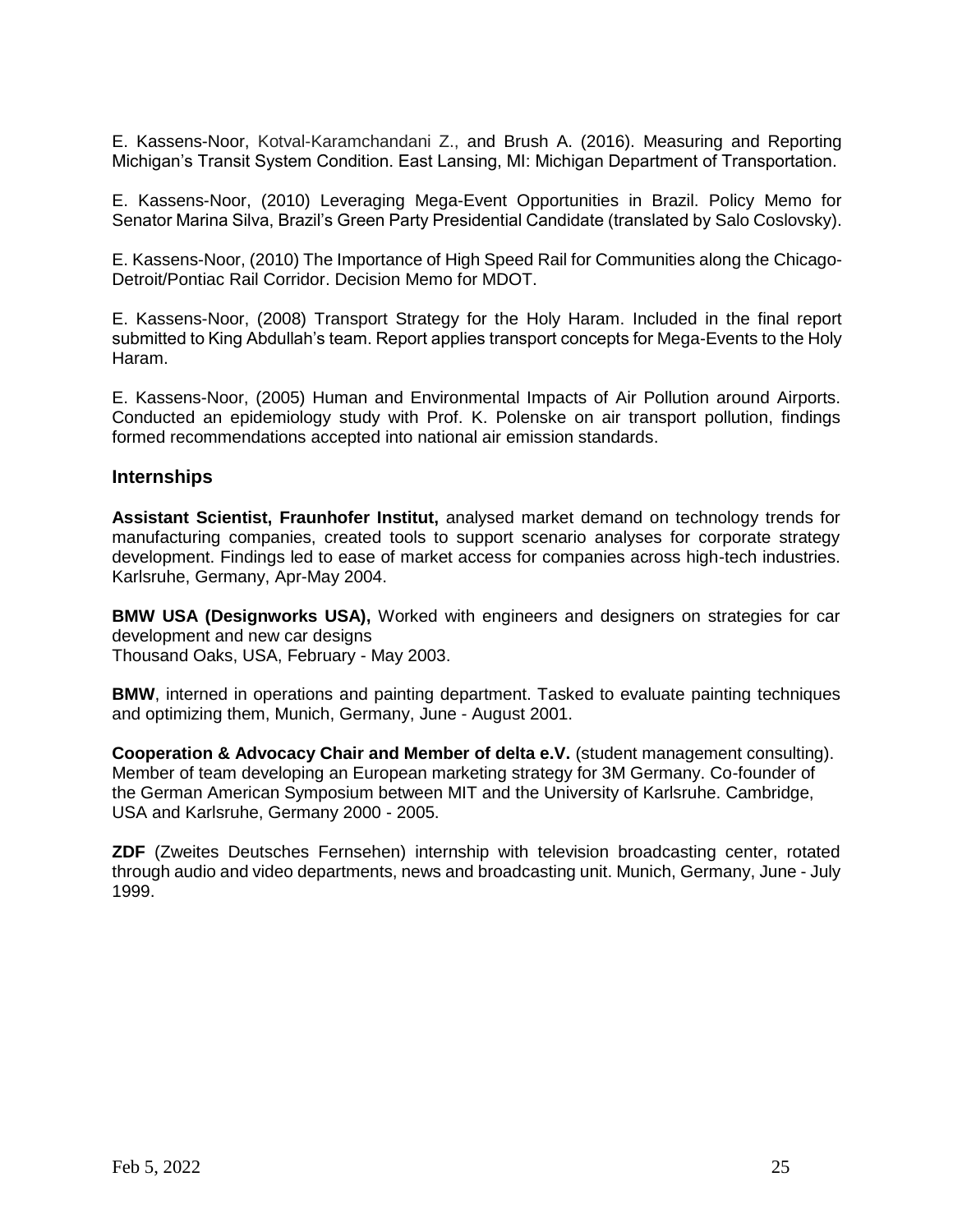E. Kassens-Noor, Kotval-Karamchandani Z., and Brush A. (2016). Measuring and Reporting Michigan's Transit System Condition. East Lansing, MI: Michigan Department of Transportation.

E. Kassens-Noor, (2010) Leveraging Mega-Event Opportunities in Brazil. Policy Memo for Senator Marina Silva, Brazil's Green Party Presidential Candidate (translated by Salo Coslovsky).

E. Kassens-Noor, (2010) The Importance of High Speed Rail for Communities along the Chicago-Detroit/Pontiac Rail Corridor. Decision Memo for MDOT.

E. Kassens-Noor, (2008) Transport Strategy for the Holy Haram. Included in the final report submitted to King Abdullah's team. Report applies transport concepts for Mega-Events to the Holy Haram.

E. Kassens-Noor, (2005) Human and Environmental Impacts of Air Pollution around Airports. Conducted an epidemiology study with Prof. K. Polenske on air transport pollution, findings formed recommendations accepted into national air emission standards.

## Internships

**Assistant Scientist, Fraunhofer Institut,** analysed market demand on technology trends for manufacturing companies, created tools to support scenario analyses for corporate strategy development. Findings led to ease of market access for companies across high-tech industries. Karlsruhe, Germany, Apr-May 2004.

**BMW USA (Designworks USA),** Worked with engineers and designers on strategies for car development and new car designs
Thousand Oaks, USA, February - May 2003.

**BMW**, interned in operations and painting department. Tasked to evaluate painting techniques and optimizing them, Munich, Germany, June - August 2001.

**Cooperation & Advocacy Chair and Member of delta e.V.** (student management consulting). Member of team developing an European marketing strategy for 3M Germany. Co-founder of the German American Symposium between MIT and the University of Karlsruhe. Cambridge, USA and Karlsruhe, Germany 2000 - 2005.

**ZDF** (Zweites Deutsches Fernsehen) internship with television broadcasting center, rotated through audio and video departments, news and broadcasting unit. Munich, Germany, June - July 1999.